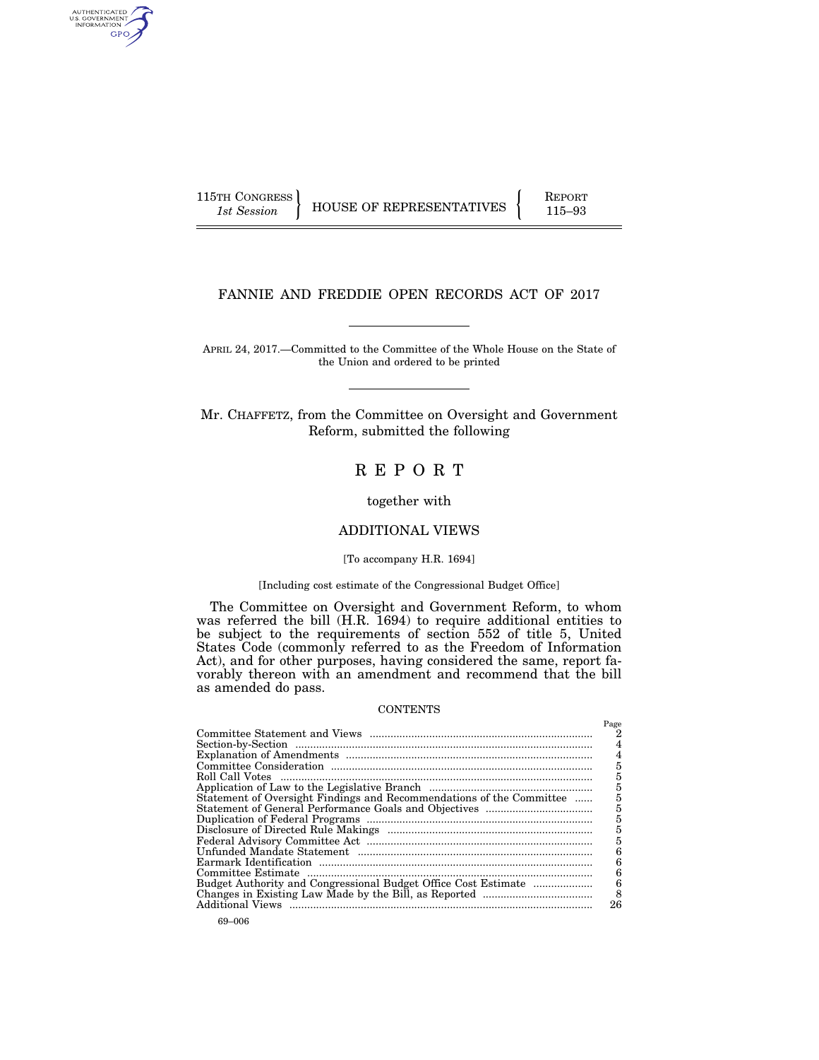115TH CONGRESS
*1st Session*

HOUSE OF REPRESENTATIVES

REPORT
115–93

# FANNIE AND FREDDIE OPEN RECORDS ACT OF 2017

APRIL 24, 2017.—Committed to the Committee of the Whole House on the State of the Union and ordered to be printed

Mr. CHAFFETZ, from the Committee on Oversight and Government Reform, submitted the following

# R E P O R T

together with

## ADDITIONAL VIEWS

[To accompany H.R. 1694]

[Including cost estimate of the Congressional Budget Office]

The Committee on Oversight and Government Reform, to whom was referred the bill (H.R. 1694) to require additional entities to be subject to the requirements of section 552 of title 5, United States Code (commonly referred to as the Freedom of Information Act), and for other purposes, having considered the same, report favorably thereon with an amendment and recommend that the bill as amended do pass.

CONTENTS

| | Page |
|---|---|
| Committee Statement and Views | 2 |
| Section-by-Section | 4 |
| Explanation of Amendments | 4 |
| Committee Consideration | 5 |
| Roll Call Votes | 5 |
| Application of Law to the Legislative Branch | 5 |
| Statement of Oversight Findings and Recommendations of the Committee | 5 |
| Statement of General Performance Goals and Objectives | 5 |
| Duplication of Federal Programs | 5 |
| Disclosure of Directed Rule Makings | 5 |
| Federal Advisory Committee Act | 5 |
| Unfunded Mandate Statement | 6 |
| Earmark Identification | 6 |
| Committee Estimate | 6 |
| Budget Authority and Congressional Budget Office Cost Estimate | 6 |
| Changes in Existing Law Made by the Bill, as Reported | 8 |
| Additional Views | 26 |

69–006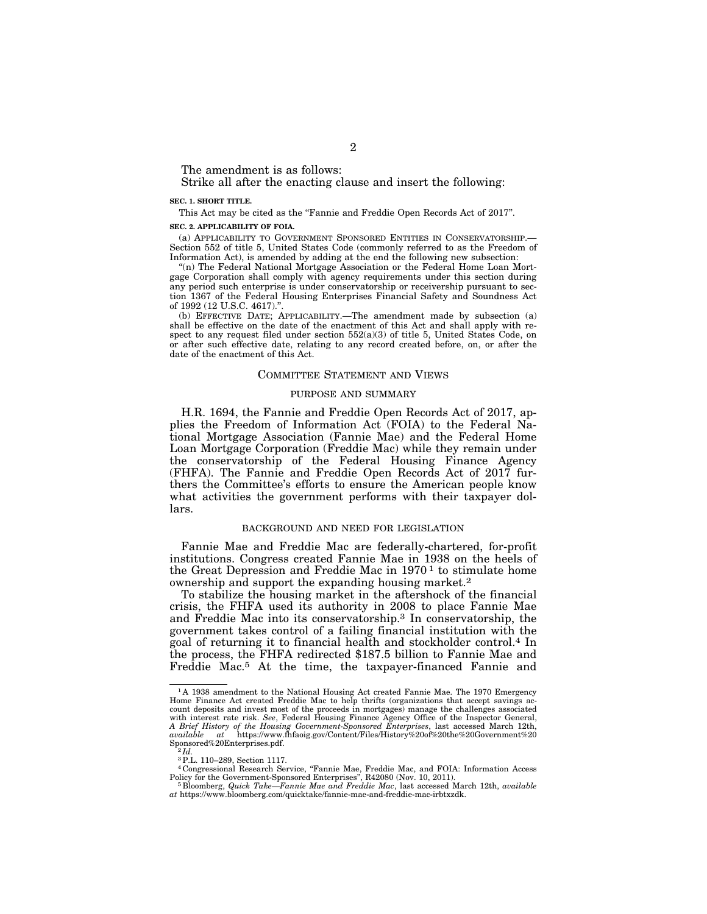The amendment is as follows:

Strike all after the enacting clause and insert the following:

**SEC. 1. SHORT TITLE.**

This Act may be cited as the "Fannie and Freddie Open Records Act of 2017".

**SEC. 2. APPLICABILITY OF FOIA.**

(a) APPLICABILITY TO GOVERNMENT SPONSORED ENTITIES IN CONSERVATORSHIP.—Section 552 of title 5, United States Code (commonly referred to as the Freedom of Information Act), is amended by adding at the end the following new subsection:

"(n) The Federal National Mortgage Association or the Federal Home Loan Mortgage Corporation shall comply with agency requirements under this section during any period such enterprise is under conservatorship or receivership pursuant to section 1367 of the Federal Housing Enterprises Financial Safety and Soundness Act of 1992 (12 U.S.C. 4617).".

(b) EFFECTIVE DATE; APPLICABILITY.—The amendment made by subsection (a) shall be effective on the date of the enactment of this Act and shall apply with respect to any request filed under section 552(a)(3) of title 5, United States Code, on or after such effective date, relating to any record created before, on, or after the date of the enactment of this Act.

## COMMITTEE STATEMENT AND VIEWS

### PURPOSE AND SUMMARY

H.R. 1694, the Fannie and Freddie Open Records Act of 2017, applies the Freedom of Information Act (FOIA) to the Federal National Mortgage Association (Fannie Mae) and the Federal Home Loan Mortgage Corporation (Freddie Mac) while they remain under the conservatorship of the Federal Housing Finance Agency (FHFA). The Fannie and Freddie Open Records Act of 2017 furthers the Committee's efforts to ensure the American people know what activities the government performs with their taxpayer dollars.

### BACKGROUND AND NEED FOR LEGISLATION

Fannie Mae and Freddie Mac are federally-chartered, for-profit institutions. Congress created Fannie Mae in 1938 on the heels of the Great Depression and Freddie Mac in 1970[1] to stimulate home ownership and support the expanding housing market.[2]

To stabilize the housing market in the aftershock of the financial crisis, the FHFA used its authority in 2008 to place Fannie Mae and Freddie Mac into its conservatorship.[3] In conservatorship, the government takes control of a failing financial institution with the goal of returning it to financial health and stockholder control.[4] In the process, the FHFA redirected $187.5 billion to Fannie Mae and Freddie Mac.[5] At the time, the taxpayer-financed Fannie and

---

[1] A 1938 amendment to the National Housing Act created Fannie Mae. The 1970 Emergency Home Finance Act created Freddie Mac to help thrifts (organizations that accept savings account deposits and invest most of the proceeds in mortgages) manage the challenges associated with interest rate risk. *See*, Federal Housing Finance Agency Office of the Inspector General, *A Brief History of the Housing Government-Sponsored Enterprises*, last accessed March 12th, *available at* https://www.fhfaoig.gov/Content/Files/History%20of%20the%20Government%20Sponsored%20Enterprises.pdf.

[2] *Id.*

[3] P.L. 110–289, Section 1117.

[4] Congressional Research Service, "Fannie Mae, Freddie Mac, and FOIA: Information Access Policy for the Government-Sponsored Enterprises", R42080 (Nov. 10, 2011).

[5] Bloomberg, *Quick Take—Fannie Mae and Freddie Mac*, last accessed March 12th, *available at* https://www.bloomberg.com/quicktake/fannie-mae-and-freddie-mac-irbtxzdk.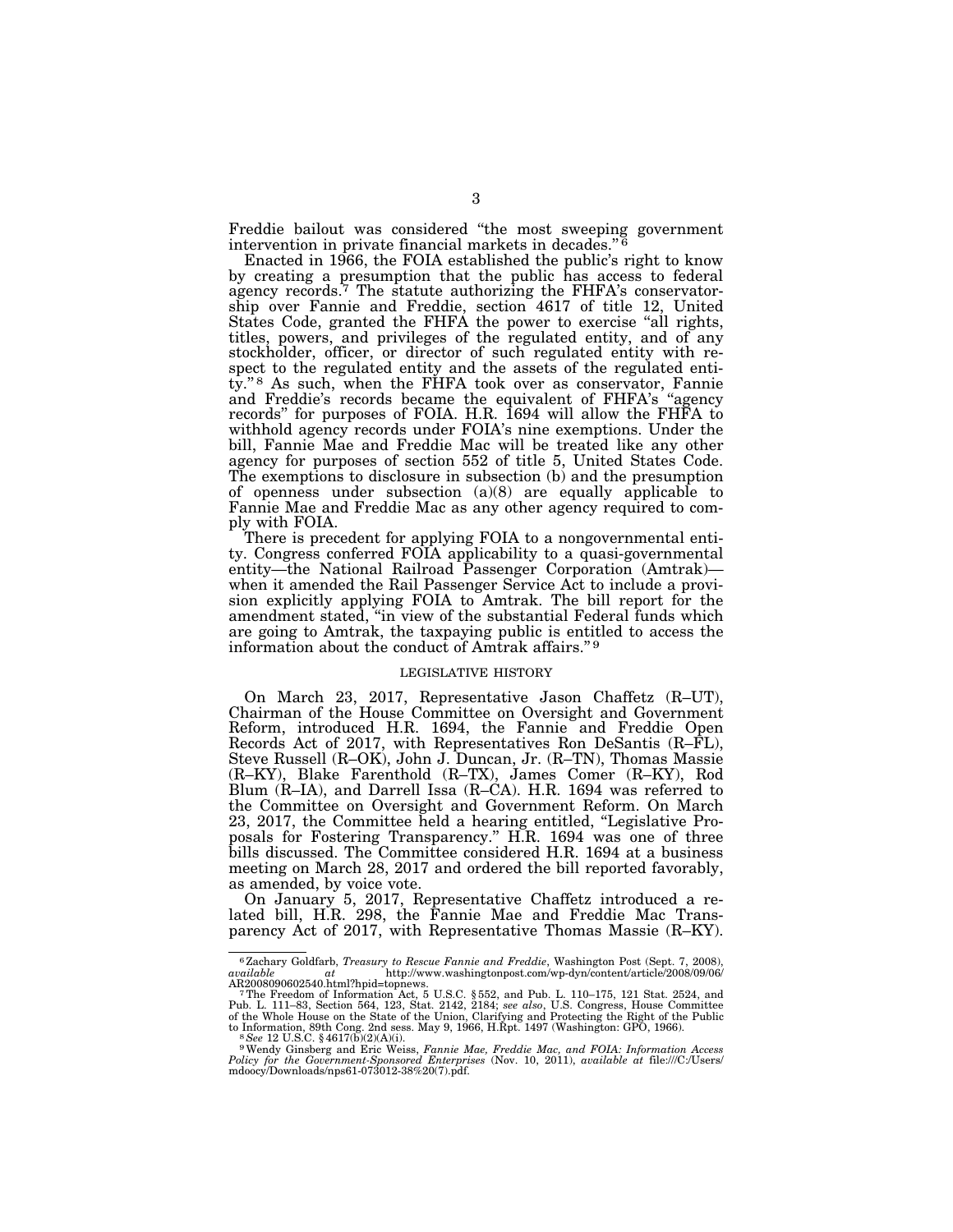Freddie bailout was considered "the most sweeping government intervention in private financial markets in decades."[6]

Enacted in 1966, the FOIA established the public's right to know by creating a presumption that the public has access to federal agency records.[7] The statute authorizing the FHFA's conservatorship over Fannie and Freddie, section 4617 of title 12, United States Code, granted the FHFA the power to exercise "all rights, titles, powers, and privileges of the regulated entity, and of any stockholder, officer, or director of such regulated entity with respect to the regulated entity and the assets of the regulated entity."[8] As such, when the FHFA took over as conservator, Fannie and Freddie's records became the equivalent of FHFA's "agency records" for purposes of FOIA. H.R. 1694 will allow the FHFA to withhold agency records under FOIA's nine exemptions. Under the bill, Fannie Mae and Freddie Mac will be treated like any other agency for purposes of section 552 of title 5, United States Code. The exemptions to disclosure in subsection (b) and the presumption of openness under subsection (a)(8) are equally applicable to Fannie Mae and Freddie Mac as any other agency required to comply with FOIA.

There is precedent for applying FOIA to a nongovernmental entity. Congress conferred FOIA applicability to a quasi-governmental entity—the National Railroad Passenger Corporation (Amtrak)—when it amended the Rail Passenger Service Act to include a provision explicitly applying FOIA to Amtrak. The bill report for the amendment stated, "in view of the substantial Federal funds which are going to Amtrak, the taxpaying public is entitled to access the information about the conduct of Amtrak affairs."[9]

## LEGISLATIVE HISTORY

On March 23, 2017, Representative Jason Chaffetz (R–UT), Chairman of the House Committee on Oversight and Government Reform, introduced H.R. 1694, the Fannie and Freddie Open Records Act of 2017, with Representatives Ron DeSantis (R–FL), Steve Russell (R–OK), John J. Duncan, Jr. (R–TN), Thomas Massie (R–KY), Blake Farenthold (R–TX), James Comer (R–KY), Rod Blum (R–IA), and Darrell Issa (R–CA). H.R. 1694 was referred to the Committee on Oversight and Government Reform. On March 23, 2017, the Committee held a hearing entitled, "Legislative Proposals for Fostering Transparency." H.R. 1694 was one of three bills discussed. The Committee considered H.R. 1694 at a business meeting on March 28, 2017 and ordered the bill reported favorably, as amended, by voice vote.

On January 5, 2017, Representative Chaffetz introduced a related bill, H.R. 298, the Fannie Mae and Freddie Mac Transparency Act of 2017, with Representative Thomas Massie (R–KY).

---

[6] Zachary Goldfarb, *Treasury to Rescue Fannie and Freddie*, Washington Post (Sept. 7, 2008), *available at* http://www.washingtonpost.com/wp-dyn/content/article/2008/09/06/AR2008090602540.html?hpid=topnews.

[7] The Freedom of Information Act, 5 U.S.C. §552, and Pub. L. 110–175, 121 Stat. 2524, and Pub. L. 111–83, Section 564, 123, Stat. 2142, 2184; *see also*, U.S. Congress, House Committee of the Whole House on the State of the Union, Clarifying and Protecting the Right of the Public to Information, 89th Cong. 2nd sess. May 9, 1966, H.Rpt. 1497 (Washington: GPO, 1966).

[8] *See* 12 U.S.C. §4617(b)(2)(A)(i).

[9] Wendy Ginsberg and Eric Weiss, *Fannie Mae, Freddie Mac, and FOIA: Information Access Policy for the Government-Sponsored Enterprises* (Nov. 10, 2011), *available at* file:///C:/Users/mdoocy/Downloads/nps61-073012-38%20(7).pdf.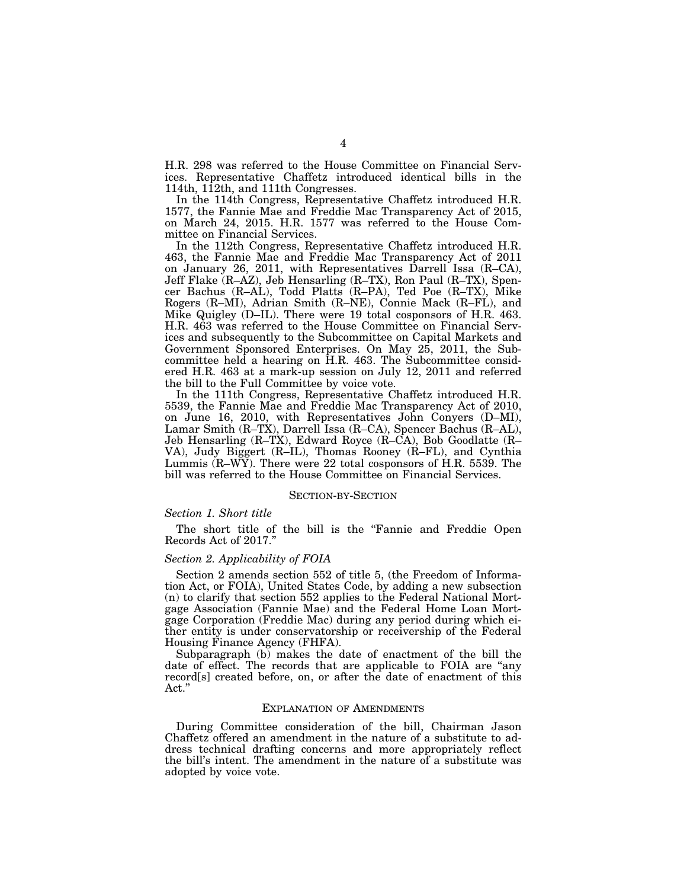H.R. 298 was referred to the House Committee on Financial Services. Representative Chaffetz introduced identical bills in the 114th, 112th, and 111th Congresses.

In the 114th Congress, Representative Chaffetz introduced H.R. 1577, the Fannie Mae and Freddie Mac Transparency Act of 2015, on March 24, 2015. H.R. 1577 was referred to the House Committee on Financial Services.

In the 112th Congress, Representative Chaffetz introduced H.R. 463, the Fannie Mae and Freddie Mac Transparency Act of 2011 on January 26, 2011, with Representatives Darrell Issa (R–CA), Jeff Flake (R–AZ), Jeb Hensarling (R–TX), Ron Paul (R–TX), Spencer Bachus (R–AL), Todd Platts (R–PA), Ted Poe (R–TX), Mike Rogers (R–MI), Adrian Smith (R–NE), Connie Mack (R–FL), and Mike Quigley (D–IL). There were 19 total cosponsors of H.R. 463. H.R. 463 was referred to the House Committee on Financial Services and subsequently to the Subcommittee on Capital Markets and Government Sponsored Enterprises. On May 25, 2011, the Subcommittee held a hearing on H.R. 463. The Subcommittee considered H.R. 463 at a mark-up session on July 12, 2011 and referred the bill to the Full Committee by voice vote.

In the 111th Congress, Representative Chaffetz introduced H.R. 5539, the Fannie Mae and Freddie Mac Transparency Act of 2010, on June 16, 2010, with Representatives John Conyers (D–MI), Lamar Smith (R–TX), Darrell Issa (R–CA), Spencer Bachus (R–AL), Jeb Hensarling (R–TX), Edward Royce (R–CA), Bob Goodlatte (R–VA), Judy Biggert (R–IL), Thomas Rooney (R–FL), and Cynthia Lummis (R–WY). There were 22 total cosponsors of H.R. 5539. The bill was referred to the House Committee on Financial Services.

## SECTION-BY-SECTION

### *Section 1. Short title*

The short title of the bill is the "Fannie and Freddie Open Records Act of 2017."

### *Section 2. Applicability of FOIA*

Section 2 amends section 552 of title 5, (the Freedom of Information Act, or FOIA), United States Code, by adding a new subsection (n) to clarify that section 552 applies to the Federal National Mortgage Association (Fannie Mae) and the Federal Home Loan Mortgage Corporation (Freddie Mac) during any period during which either entity is under conservatorship or receivership of the Federal Housing Finance Agency (FHFA).

Subparagraph (b) makes the date of enactment of the bill the date of effect. The records that are applicable to FOIA are "any record[s] created before, on, or after the date of enactment of this Act."

## EXPLANATION OF AMENDMENTS

During Committee consideration of the bill, Chairman Jason Chaffetz offered an amendment in the nature of a substitute to address technical drafting concerns and more appropriately reflect the bill's intent. The amendment in the nature of a substitute was adopted by voice vote.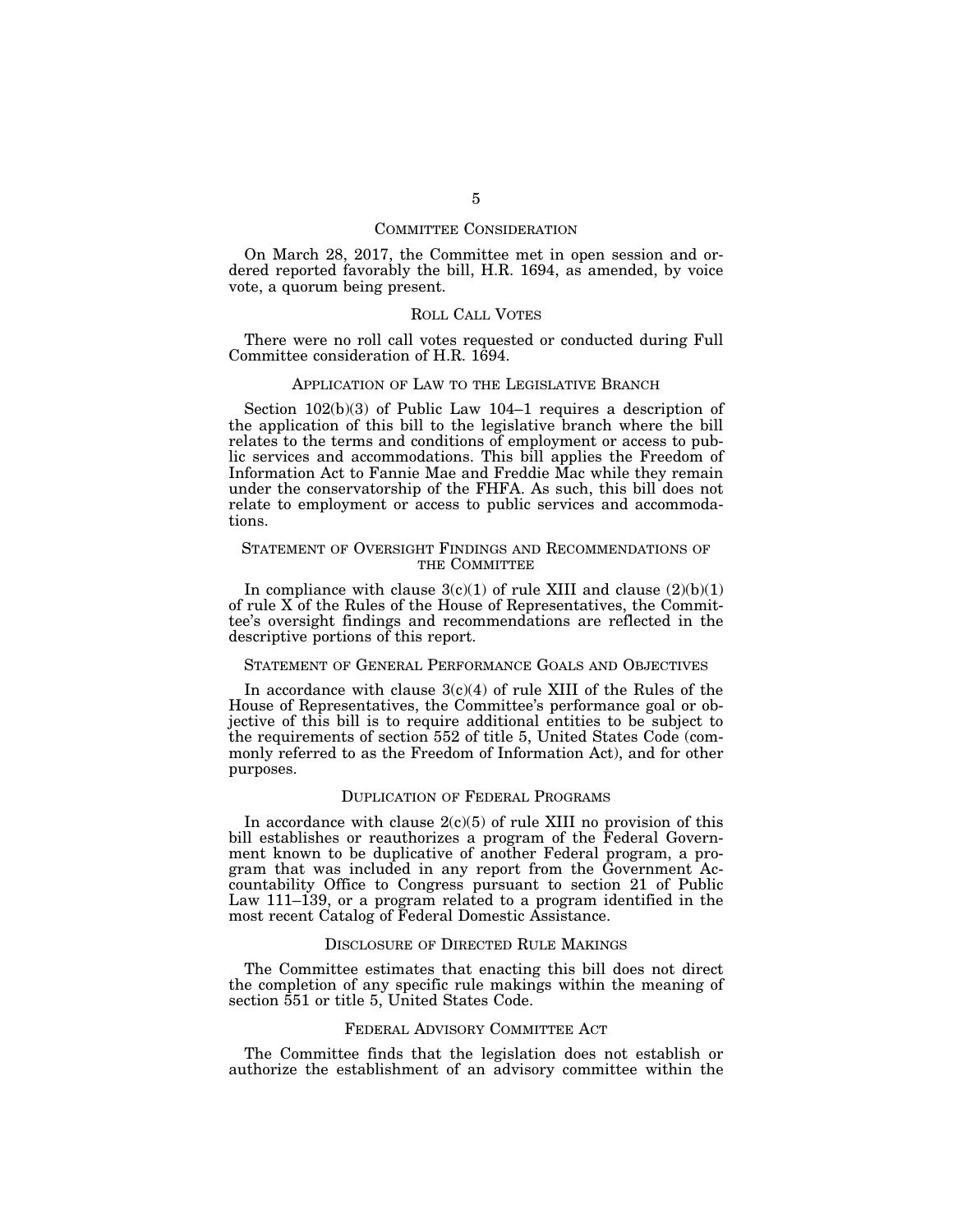## COMMITTEE CONSIDERATION

On March 28, 2017, the Committee met in open session and ordered reported favorably the bill, H.R. 1694, as amended, by voice vote, a quorum being present.

## ROLL CALL VOTES

There were no roll call votes requested or conducted during Full Committee consideration of H.R. 1694.

## APPLICATION OF LAW TO THE LEGISLATIVE BRANCH

Section 102(b)(3) of Public Law 104–1 requires a description of the application of this bill to the legislative branch where the bill relates to the terms and conditions of employment or access to public services and accommodations. This bill applies the Freedom of Information Act to Fannie Mae and Freddie Mac while they remain under the conservatorship of the FHFA. As such, this bill does not relate to employment or access to public services and accommodations.

## STATEMENT OF OVERSIGHT FINDINGS AND RECOMMENDATIONS OF THE COMMITTEE

In compliance with clause 3(c)(1) of rule XIII and clause (2)(b)(1) of rule X of the Rules of the House of Representatives, the Committee's oversight findings and recommendations are reflected in the descriptive portions of this report.

## STATEMENT OF GENERAL PERFORMANCE GOALS AND OBJECTIVES

In accordance with clause 3(c)(4) of rule XIII of the Rules of the House of Representatives, the Committee's performance goal or objective of this bill is to require additional entities to be subject to the requirements of section 552 of title 5, United States Code (commonly referred to as the Freedom of Information Act), and for other purposes.

## DUPLICATION OF FEDERAL PROGRAMS

In accordance with clause 2(c)(5) of rule XIII no provision of this bill establishes or reauthorizes a program of the Federal Government known to be duplicative of another Federal program, a program that was included in any report from the Government Accountability Office to Congress pursuant to section 21 of Public Law 111–139, or a program related to a program identified in the most recent Catalog of Federal Domestic Assistance.

## DISCLOSURE OF DIRECTED RULE MAKINGS

The Committee estimates that enacting this bill does not direct the completion of any specific rule makings within the meaning of section 551 or title 5, United States Code.

## FEDERAL ADVISORY COMMITTEE ACT

The Committee finds that the legislation does not establish or authorize the establishment of an advisory committee within the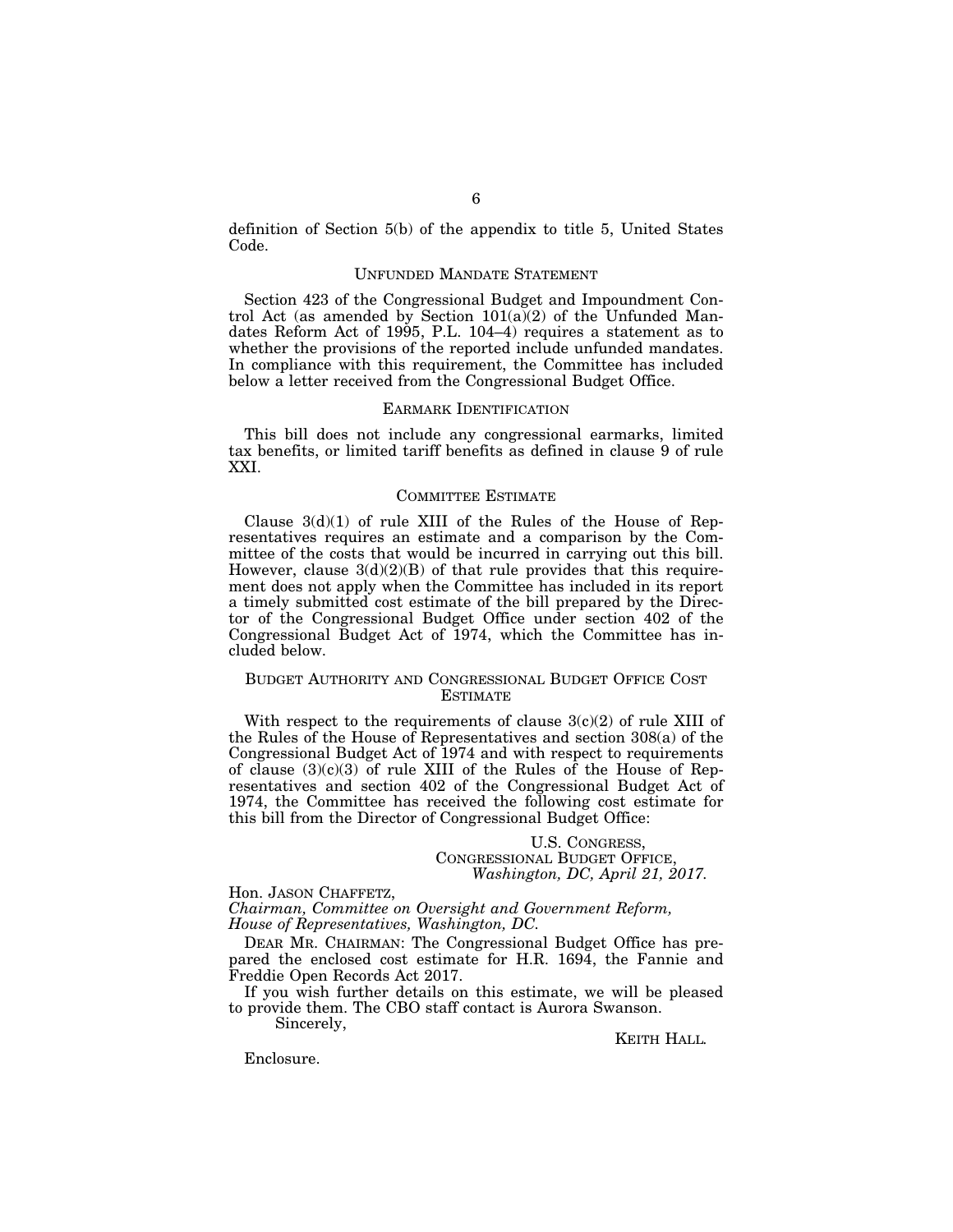definition of Section 5(b) of the appendix to title 5, United States Code.

## UNFUNDED MANDATE STATEMENT

Section 423 of the Congressional Budget and Impoundment Control Act (as amended by Section 101(a)(2) of the Unfunded Mandates Reform Act of 1995, P.L. 104–4) requires a statement as to whether the provisions of the reported include unfunded mandates. In compliance with this requirement, the Committee has included below a letter received from the Congressional Budget Office.

## EARMARK IDENTIFICATION

This bill does not include any congressional earmarks, limited tax benefits, or limited tariff benefits as defined in clause 9 of rule XXI.

## COMMITTEE ESTIMATE

Clause 3(d)(1) of rule XIII of the Rules of the House of Representatives requires an estimate and a comparison by the Committee of the costs that would be incurred in carrying out this bill. However, clause 3(d)(2)(B) of that rule provides that this requirement does not apply when the Committee has included in its report a timely submitted cost estimate of the bill prepared by the Director of the Congressional Budget Office under section 402 of the Congressional Budget Act of 1974, which the Committee has included below.

## BUDGET AUTHORITY AND CONGRESSIONAL BUDGET OFFICE COST ESTIMATE

With respect to the requirements of clause 3(c)(2) of rule XIII of the Rules of the House of Representatives and section 308(a) of the Congressional Budget Act of 1974 and with respect to requirements of clause (3)(c)(3) of rule XIII of the Rules of the House of Representatives and section 402 of the Congressional Budget Act of 1974, the Committee has received the following cost estimate for this bill from the Director of Congressional Budget Office:

U.S. CONGRESS,
CONGRESSIONAL BUDGET OFFICE,
*Washington, DC, April 21, 2017.*

Hon. JASON CHAFFETZ,
*Chairman, Committee on Oversight and Government Reform, House of Representatives, Washington, DC.*

DEAR MR. CHAIRMAN: The Congressional Budget Office has prepared the enclosed cost estimate for H.R. 1694, the Fannie and Freddie Open Records Act 2017.

If you wish further details on this estimate, we will be pleased to provide them. The CBO staff contact is Aurora Swanson.

Sincerely,

KEITH HALL.

Enclosure.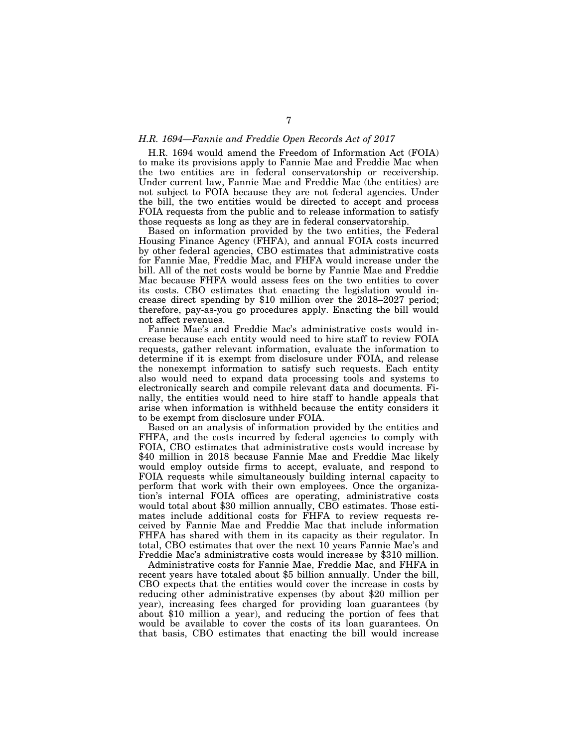*H.R. 1694—Fannie and Freddie Open Records Act of 2017*

H.R. 1694 would amend the Freedom of Information Act (FOIA) to make its provisions apply to Fannie Mae and Freddie Mac when the two entities are in federal conservatorship or receivership. Under current law, Fannie Mae and Freddie Mac (the entities) are not subject to FOIA because they are not federal agencies. Under the bill, the two entities would be directed to accept and process FOIA requests from the public and to release information to satisfy those requests as long as they are in federal conservatorship.

Based on information provided by the two entities, the Federal Housing Finance Agency (FHFA), and annual FOIA costs incurred by other federal agencies, CBO estimates that administrative costs for Fannie Mae, Freddie Mac, and FHFA would increase under the bill. All of the net costs would be borne by Fannie Mae and Freddie Mac because FHFA would assess fees on the two entities to cover its costs. CBO estimates that enacting the legislation would increase direct spending by $10 million over the 2018–2027 period; therefore, pay-as-you go procedures apply. Enacting the bill would not affect revenues.

Fannie Mae's and Freddie Mac's administrative costs would increase because each entity would need to hire staff to review FOIA requests, gather relevant information, evaluate the information to determine if it is exempt from disclosure under FOIA, and release the nonexempt information to satisfy such requests. Each entity also would need to expand data processing tools and systems to electronically search and compile relevant data and documents. Finally, the entities would need to hire staff to handle appeals that arise when information is withheld because the entity considers it to be exempt from disclosure under FOIA.

Based on an analysis of information provided by the entities and FHFA, and the costs incurred by federal agencies to comply with FOIA, CBO estimates that administrative costs would increase by $40 million in 2018 because Fannie Mae and Freddie Mac likely would employ outside firms to accept, evaluate, and respond to FOIA requests while simultaneously building internal capacity to perform that work with their own employees. Once the organization's internal FOIA offices are operating, administrative costs would total about $30 million annually, CBO estimates. Those estimates include additional costs for FHFA to review requests received by Fannie Mae and Freddie Mac that include information FHFA has shared with them in its capacity as their regulator. In total, CBO estimates that over the next 10 years Fannie Mae's and Freddie Mac's administrative costs would increase by $310 million.

Administrative costs for Fannie Mae, Freddie Mac, and FHFA in recent years have totaled about $5 billion annually. Under the bill, CBO expects that the entities would cover the increase in costs by reducing other administrative expenses (by about $20 million per year), increasing fees charged for providing loan guarantees (by about $10 million a year), and reducing the portion of fees that would be available to cover the costs of its loan guarantees. On that basis, CBO estimates that enacting the bill would increase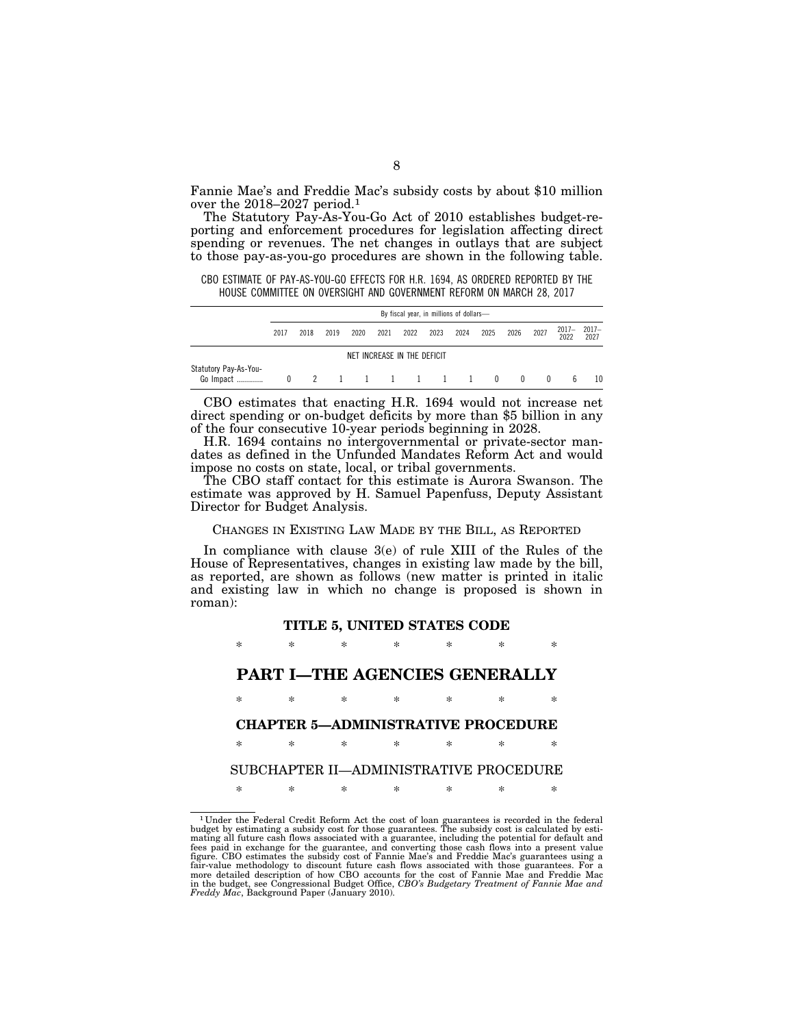Fannie Mae's and Freddie Mac's subsidy costs by about $10 million over the 2018–2027 period.[1]

The Statutory Pay-As-You-Go Act of 2010 establishes budget-reporting and enforcement procedures for legislation affecting direct spending or revenues. The net changes in outlays that are subject to those pay-as-you-go procedures are shown in the following table.

CBO ESTIMATE OF PAY-AS-YOU-GO EFFECTS FOR H.R. 1694, AS ORDERED REPORTED BY THE HOUSE COMMITTEE ON OVERSIGHT AND GOVERNMENT REFORM ON MARCH 28, 2017

| | By fiscal year, in millions of dollars— | | | | | | | | | | | | |
|---|---|---|---|---|---|---|---|---|---|---|---|---|---|
| | 2017 | 2018 | 2019 | 2020 | 2021 | 2022 | 2023 | 2024 | 2025 | 2026 | 2027 | 2017–2022 | 2017–2027 |
| | NET INCREASE IN THE DEFICIT | | | | | | | | | | | | |
| Statutory Pay-As-You-Go Impact ............ | 0 | 2 | 1 | 1 | 1 | 1 | 1 | 1 | 0 | 0 | 0 | 6 | 10 |

CBO estimates that enacting H.R. 1694 would not increase net direct spending or on-budget deficits by more than $5 billion in any of the four consecutive 10-year periods beginning in 2028.

H.R. 1694 contains no intergovernmental or private-sector mandates as defined in the Unfunded Mandates Reform Act and would impose no costs on state, local, or tribal governments.

The CBO staff contact for this estimate is Aurora Swanson. The estimate was approved by H. Samuel Papenfuss, Deputy Assistant Director for Budget Analysis.

## CHANGES IN EXISTING LAW MADE BY THE BILL, AS REPORTED

In compliance with clause 3(e) of rule XIII of the Rules of the House of Representatives, changes in existing law made by the bill, as reported, are shown as follows (new matter is printed in italic and existing law in which no change is proposed is shown in roman):

### TITLE 5, UNITED STATES CODE

\* \* \* \* \* \* \*

## PART I—THE AGENCIES GENERALLY

\* \* \* \* \* \* \*

### CHAPTER 5—ADMINISTRATIVE PROCEDURE

\* \* \* \* \* \* \*

SUBCHAPTER II—ADMINISTRATIVE PROCEDURE

\* \* \* \* \* \* \*

---

[1] Under the Federal Credit Reform Act the cost of loan guarantees is recorded in the federal budget by estimating a subsidy cost for those guarantees. The subsidy cost is calculated by estimating all future cash flows associated with a guarantee, including the potential for default and fees paid in exchange for the guarantee, and converting those cash flows into a present value figure. CBO estimates the subsidy cost of Fannie Mae's and Freddie Mac's guarantees using a fair-value methodology to discount future cash flows associated with those guarantees. For a more detailed description of how CBO accounts for the cost of Fannie Mae and Freddie Mac in the budget, see Congressional Budget Office, *CBO's Budgetary Treatment of Fannie Mae and Freddy Mac*, Background Paper (January 2010).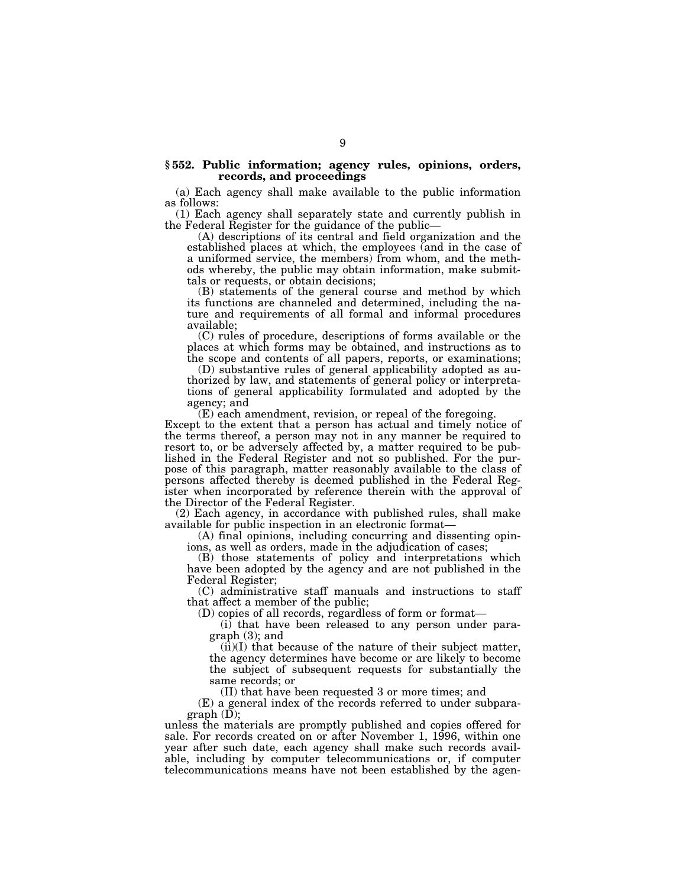## § 552. Public information; agency rules, opinions, orders, records, and proceedings

(a) Each agency shall make available to the public information as follows:

(1) Each agency shall separately state and currently publish in the Federal Register for the guidance of the public—

(A) descriptions of its central and field organization and the established places at which, the employees (and in the case of a uniformed service, the members) from whom, and the methods whereby, the public may obtain information, make submittals or requests, or obtain decisions;

(B) statements of the general course and method by which its functions are channeled and determined, including the nature and requirements of all formal and informal procedures available;

(C) rules of procedure, descriptions of forms available or the places at which forms may be obtained, and instructions as to the scope and contents of all papers, reports, or examinations;

(D) substantive rules of general applicability adopted as authorized by law, and statements of general policy or interpretations of general applicability formulated and adopted by the agency; and

(E) each amendment, revision, or repeal of the foregoing.

Except to the extent that a person has actual and timely notice of the terms thereof, a person may not in any manner be required to resort to, or be adversely affected by, a matter required to be published in the Federal Register and not so published. For the purpose of this paragraph, matter reasonably available to the class of persons affected thereby is deemed published in the Federal Register when incorporated by reference therein with the approval of the Director of the Federal Register.

(2) Each agency, in accordance with published rules, shall make available for public inspection in an electronic format—

(A) final opinions, including concurring and dissenting opinions, as well as orders, made in the adjudication of cases;

(B) those statements of policy and interpretations which have been adopted by the agency and are not published in the Federal Register;

(C) administrative staff manuals and instructions to staff that affect a member of the public;

(D) copies of all records, regardless of form or format—

(i) that have been released to any person under paragraph (3); and

(ii)(I) that because of the nature of their subject matter, the agency determines have become or are likely to become the subject of subsequent requests for substantially the same records; or

(II) that have been requested 3 or more times; and

(E) a general index of the records referred to under subparagraph (D);

unless the materials are promptly published and copies offered for sale. For records created on or after November 1, 1996, within one year after such date, each agency shall make such records available, including by computer telecommunications or, if computer telecommunications means have not been established by the agen-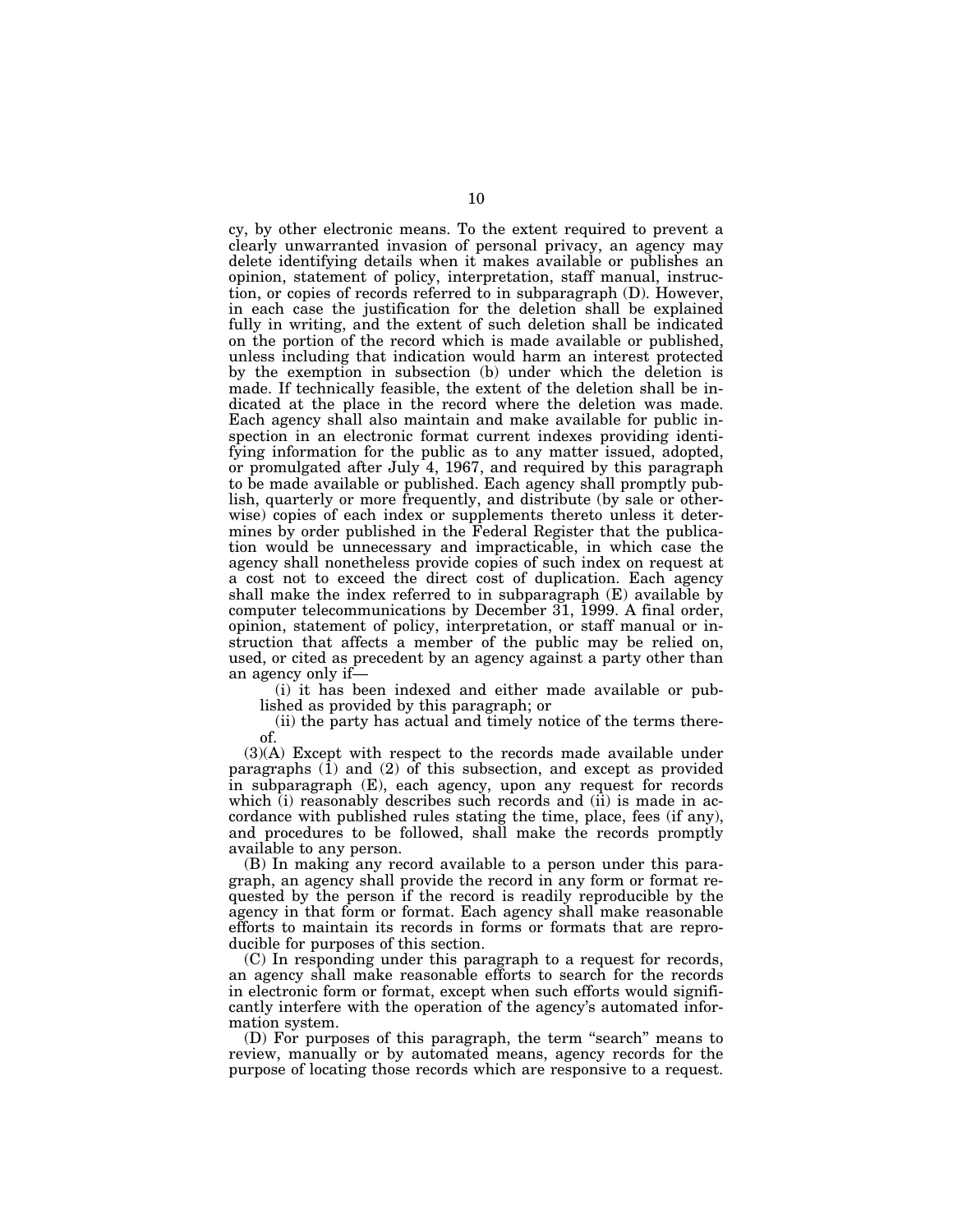cy, by other electronic means. To the extent required to prevent a clearly unwarranted invasion of personal privacy, an agency may delete identifying details when it makes available or publishes an opinion, statement of policy, interpretation, staff manual, instruction, or copies of records referred to in subparagraph (D). However, in each case the justification for the deletion shall be explained fully in writing, and the extent of such deletion shall be indicated on the portion of the record which is made available or published, unless including that indication would harm an interest protected by the exemption in subsection (b) under which the deletion is made. If technically feasible, the extent of the deletion shall be indicated at the place in the record where the deletion was made. Each agency shall also maintain and make available for public inspection in an electronic format current indexes providing identifying information for the public as to any matter issued, adopted, or promulgated after July 4, 1967, and required by this paragraph to be made available or published. Each agency shall promptly publish, quarterly or more frequently, and distribute (by sale or otherwise) copies of each index or supplements thereto unless it determines by order published in the Federal Register that the publication would be unnecessary and impracticable, in which case the agency shall nonetheless provide copies of such index on request at a cost not to exceed the direct cost of duplication. Each agency shall make the index referred to in subparagraph (E) available by computer telecommunications by December 31, 1999. A final order, opinion, statement of policy, interpretation, or staff manual or instruction that affects a member of the public may be relied on, used, or cited as precedent by an agency against a party other than an agency only if—

(i) it has been indexed and either made available or published as provided by this paragraph; or

(ii) the party has actual and timely notice of the terms thereof.

(3)(A) Except with respect to the records made available under paragraphs (1) and (2) of this subsection, and except as provided in subparagraph (E), each agency, upon any request for records which (i) reasonably describes such records and (ii) is made in accordance with published rules stating the time, place, fees (if any), and procedures to be followed, shall make the records promptly available to any person.

(B) In making any record available to a person under this paragraph, an agency shall provide the record in any form or format requested by the person if the record is readily reproducible by the agency in that form or format. Each agency shall make reasonable efforts to maintain its records in forms or formats that are reproducible for purposes of this section.

(C) In responding under this paragraph to a request for records, an agency shall make reasonable efforts to search for the records in electronic form or format, except when such efforts would significantly interfere with the operation of the agency's automated information system.

(D) For purposes of this paragraph, the term "search" means to review, manually or by automated means, agency records for the purpose of locating those records which are responsive to a request.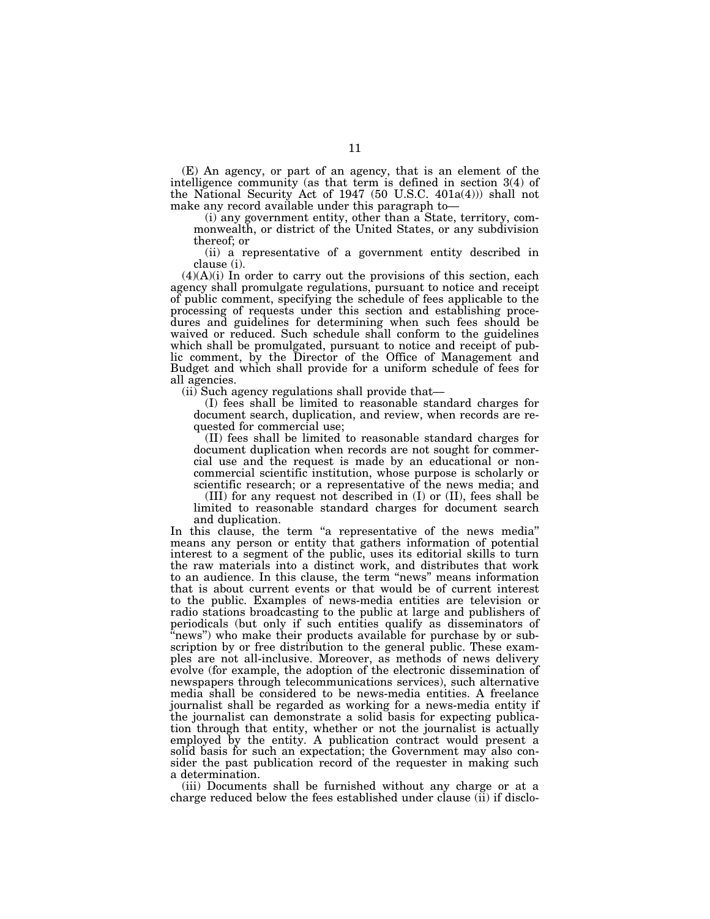(E) An agency, or part of an agency, that is an element of the intelligence community (as that term is defined in section 3(4) of the National Security Act of 1947 (50 U.S.C. 401a(4))) shall not make any record available under this paragraph to—

(i) any government entity, other than a State, territory, commonwealth, or district of the United States, or any subdivision thereof; or

(ii) a representative of a government entity described in clause (i).

(4)(A)(i) In order to carry out the provisions of this section, each agency shall promulgate regulations, pursuant to notice and receipt of public comment, specifying the schedule of fees applicable to the processing of requests under this section and establishing procedures and guidelines for determining when such fees should be waived or reduced. Such schedule shall conform to the guidelines which shall be promulgated, pursuant to notice and receipt of public comment, by the Director of the Office of Management and Budget and which shall provide for a uniform schedule of fees for all agencies.

(ii) Such agency regulations shall provide that—

(I) fees shall be limited to reasonable standard charges for document search, duplication, and review, when records are requested for commercial use;

(II) fees shall be limited to reasonable standard charges for document duplication when records are not sought for commercial use and the request is made by an educational or noncommercial scientific institution, whose purpose is scholarly or scientific research; or a representative of the news media; and

(III) for any request not described in (I) or (II), fees shall be limited to reasonable standard charges for document search and duplication.

In this clause, the term "a representative of the news media" means any person or entity that gathers information of potential interest to a segment of the public, uses its editorial skills to turn the raw materials into a distinct work, and distributes that work to an audience. In this clause, the term "news" means information that is about current events or that would be of current interest to the public. Examples of news-media entities are television or radio stations broadcasting to the public at large and publishers of periodicals (but only if such entities qualify as disseminators of "news") who make their products available for purchase by or subscription by or free distribution to the general public. These examples are not all-inclusive. Moreover, as methods of news delivery evolve (for example, the adoption of the electronic dissemination of newspapers through telecommunications services), such alternative media shall be considered to be news-media entities. A freelance journalist shall be regarded as working for a news-media entity if the journalist can demonstrate a solid basis for expecting publication through that entity, whether or not the journalist is actually employed by the entity. A publication contract would present a solid basis for such an expectation; the Government may also consider the past publication record of the requester in making such a determination.

(iii) Documents shall be furnished without any charge or at a charge reduced below the fees established under clause (ii) if disclo-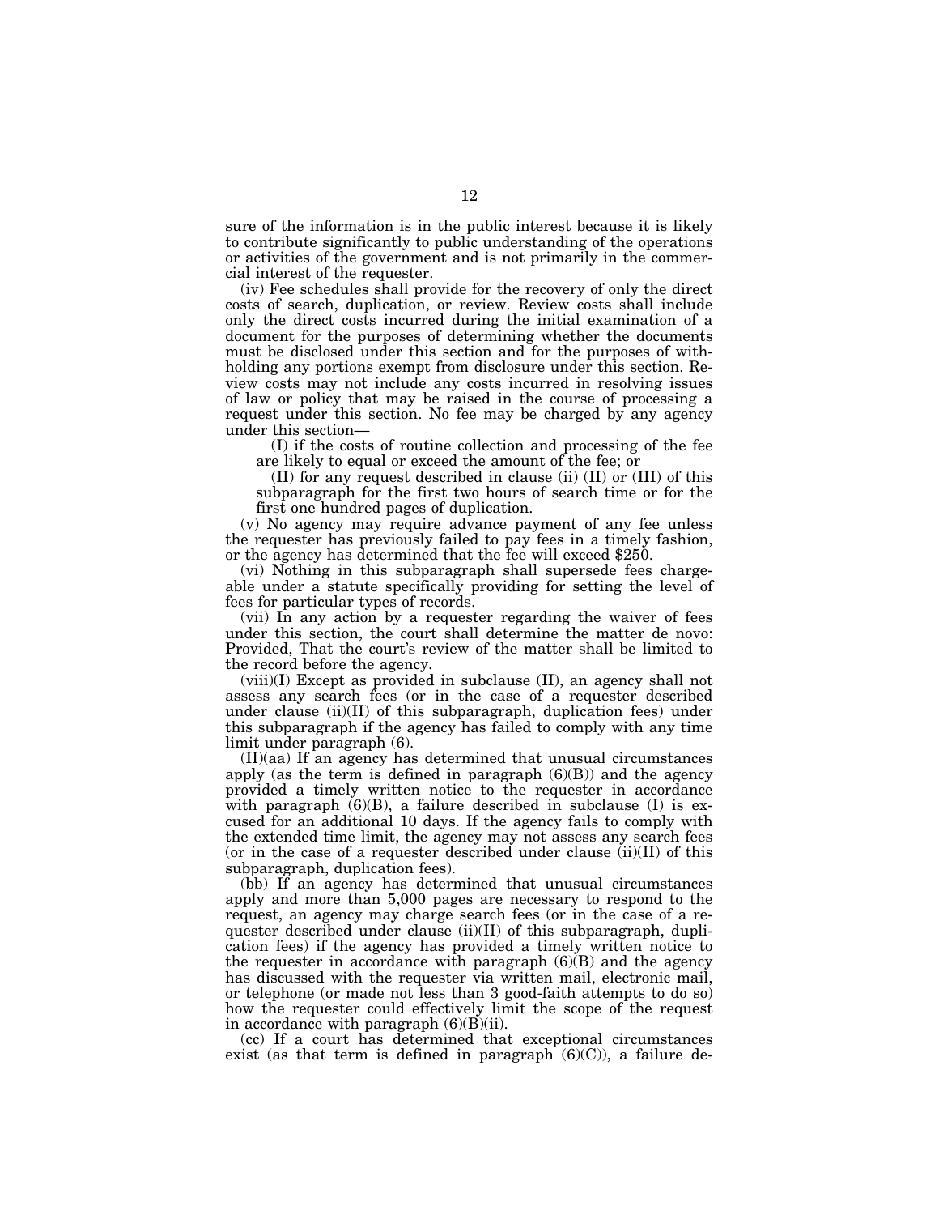sure of the information is in the public interest because it is likely to contribute significantly to public understanding of the operations or activities of the government and is not primarily in the commercial interest of the requester.

(iv) Fee schedules shall provide for the recovery of only the direct costs of search, duplication, or review. Review costs shall include only the direct costs incurred during the initial examination of a document for the purposes of determining whether the documents must be disclosed under this section and for the purposes of withholding any portions exempt from disclosure under this section. Review costs may not include any costs incurred in resolving issues of law or policy that may be raised in the course of processing a request under this section. No fee may be charged by any agency under this section—

(I) if the costs of routine collection and processing of the fee are likely to equal or exceed the amount of the fee; or

(II) for any request described in clause (ii) (II) or (III) of this subparagraph for the first two hours of search time or for the first one hundred pages of duplication.

(v) No agency may require advance payment of any fee unless the requester has previously failed to pay fees in a timely fashion, or the agency has determined that the fee will exceed $250.

(vi) Nothing in this subparagraph shall supersede fees chargeable under a statute specifically providing for setting the level of fees for particular types of records.

(vii) In any action by a requester regarding the waiver of fees under this section, the court shall determine the matter de novo: Provided, That the court's review of the matter shall be limited to the record before the agency.

(viii)(I) Except as provided in subclause (II), an agency shall not assess any search fees (or in the case of a requester described under clause (ii)(II) of this subparagraph, duplication fees) under this subparagraph if the agency has failed to comply with any time limit under paragraph (6).

(II)(aa) If an agency has determined that unusual circumstances apply (as the term is defined in paragraph (6)(B)) and the agency provided a timely written notice to the requester in accordance with paragraph (6)(B), a failure described in subclause (I) is excused for an additional 10 days. If the agency fails to comply with the extended time limit, the agency may not assess any search fees (or in the case of a requester described under clause (ii)(II) of this subparagraph, duplication fees).

(bb) If an agency has determined that unusual circumstances apply and more than 5,000 pages are necessary to respond to the request, an agency may charge search fees (or in the case of a requester described under clause (ii)(II) of this subparagraph, duplication fees) if the agency has provided a timely written notice to the requester in accordance with paragraph (6)(B) and the agency has discussed with the requester via written mail, electronic mail, or telephone (or made not less than 3 good-faith attempts to do so) how the requester could effectively limit the scope of the request in accordance with paragraph (6)(B)(ii).

(cc) If a court has determined that exceptional circumstances exist (as that term is defined in paragraph (6)(C)), a failure de-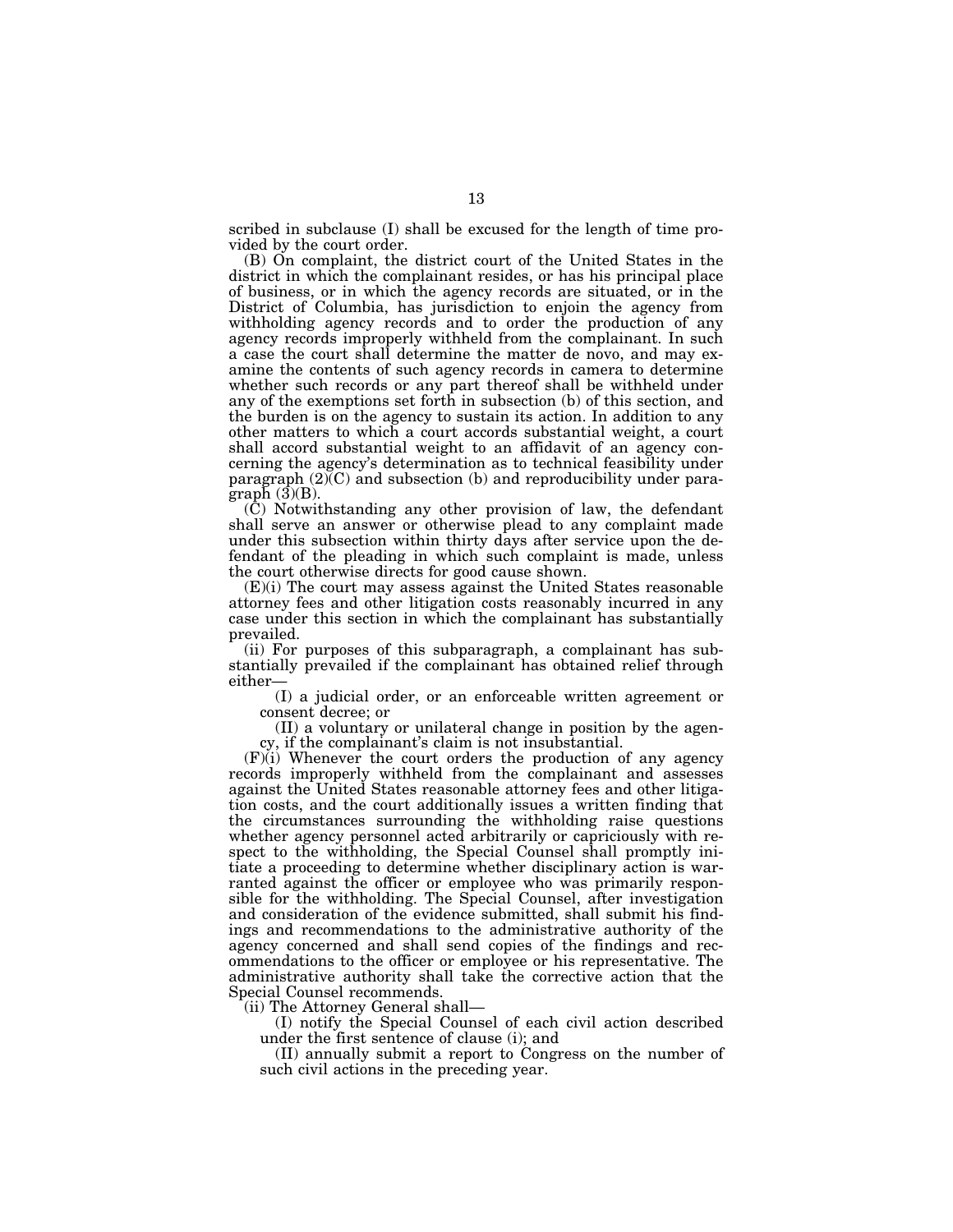scribed in subclause (I) shall be excused for the length of time provided by the court order.

(B) On complaint, the district court of the United States in the district in which the complainant resides, or has his principal place of business, or in which the agency records are situated, or in the District of Columbia, has jurisdiction to enjoin the agency from withholding agency records and to order the production of any agency records improperly withheld from the complainant. In such a case the court shall determine the matter de novo, and may examine the contents of such agency records in camera to determine whether such records or any part thereof shall be withheld under any of the exemptions set forth in subsection (b) of this section, and the burden is on the agency to sustain its action. In addition to any other matters to which a court accords substantial weight, a court shall accord substantial weight to an affidavit of an agency concerning the agency's determination as to technical feasibility under paragraph (2)(C) and subsection (b) and reproducibility under paragraph (3)(B).

(C) Notwithstanding any other provision of law, the defendant shall serve an answer or otherwise plead to any complaint made under this subsection within thirty days after service upon the defendant of the pleading in which such complaint is made, unless the court otherwise directs for good cause shown.

(E)(i) The court may assess against the United States reasonable attorney fees and other litigation costs reasonably incurred in any case under this section in which the complainant has substantially prevailed.

(ii) For purposes of this subparagraph, a complainant has substantially prevailed if the complainant has obtained relief through either—

(I) a judicial order, or an enforceable written agreement or consent decree; or

(II) a voluntary or unilateral change in position by the agency, if the complainant's claim is not insubstantial.

(F)(i) Whenever the court orders the production of any agency records improperly withheld from the complainant and assesses against the United States reasonable attorney fees and other litigation costs, and the court additionally issues a written finding that the circumstances surrounding the withholding raise questions whether agency personnel acted arbitrarily or capriciously with respect to the withholding, the Special Counsel shall promptly initiate a proceeding to determine whether disciplinary action is warranted against the officer or employee who was primarily responsible for the withholding. The Special Counsel, after investigation and consideration of the evidence submitted, shall submit his findings and recommendations to the administrative authority of the agency concerned and shall send copies of the findings and recommendations to the officer or employee or his representative. The administrative authority shall take the corrective action that the Special Counsel recommends.

(ii) The Attorney General shall—

(I) notify the Special Counsel of each civil action described under the first sentence of clause (i); and

(II) annually submit a report to Congress on the number of such civil actions in the preceding year.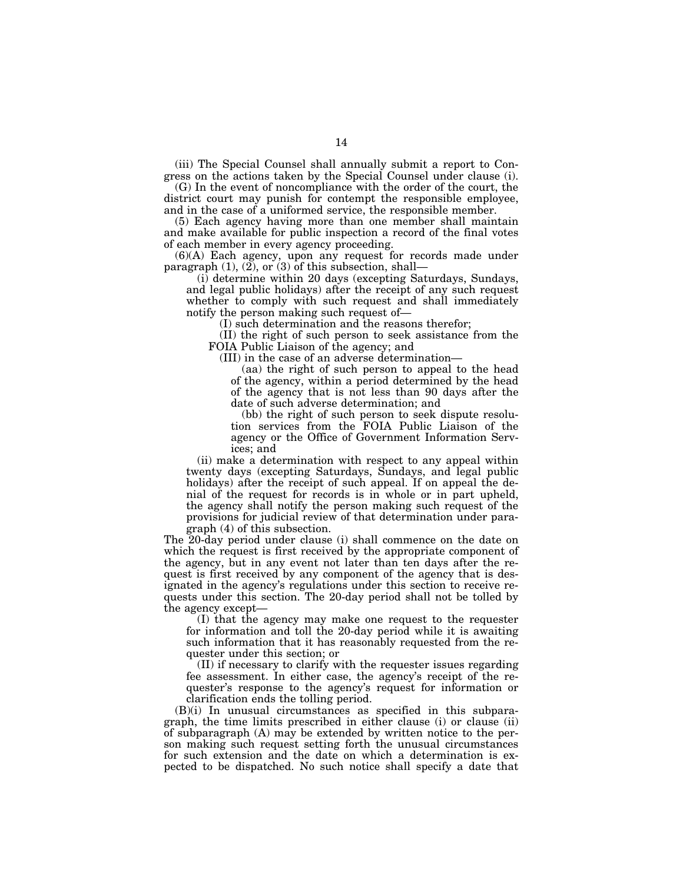(iii) The Special Counsel shall annually submit a report to Congress on the actions taken by the Special Counsel under clause (i).

(G) In the event of noncompliance with the order of the court, the district court may punish for contempt the responsible employee, and in the case of a uniformed service, the responsible member.

(5) Each agency having more than one member shall maintain and make available for public inspection a record of the final votes of each member in every agency proceeding.

(6)(A) Each agency, upon any request for records made under paragraph (1), (2), or (3) of this subsection, shall—

(i) determine within 20 days (excepting Saturdays, Sundays, and legal public holidays) after the receipt of any such request whether to comply with such request and shall immediately notify the person making such request of—

(I) such determination and the reasons therefor;

(II) the right of such person to seek assistance from the FOIA Public Liaison of the agency; and

(III) in the case of an adverse determination—

(aa) the right of such person to appeal to the head of the agency, within a period determined by the head of the agency that is not less than 90 days after the date of such adverse determination; and

(bb) the right of such person to seek dispute resolution services from the FOIA Public Liaison of the agency or the Office of Government Information Services; and

(ii) make a determination with respect to any appeal within twenty days (excepting Saturdays, Sundays, and legal public holidays) after the receipt of such appeal. If on appeal the denial of the request for records is in whole or in part upheld, the agency shall notify the person making such request of the provisions for judicial review of that determination under paragraph (4) of this subsection.

The 20-day period under clause (i) shall commence on the date on which the request is first received by the appropriate component of the agency, but in any event not later than ten days after the request is first received by any component of the agency that is designated in the agency's regulations under this section to receive requests under this section. The 20-day period shall not be tolled by the agency except—

(I) that the agency may make one request to the requester for information and toll the 20-day period while it is awaiting such information that it has reasonably requested from the requester under this section; or

(II) if necessary to clarify with the requester issues regarding fee assessment. In either case, the agency's receipt of the requester's response to the agency's request for information or clarification ends the tolling period.

(B)(i) In unusual circumstances as specified in this subparagraph, the time limits prescribed in either clause (i) or clause (ii) of subparagraph (A) may be extended by written notice to the person making such request setting forth the unusual circumstances for such extension and the date on which a determination is expected to be dispatched. No such notice shall specify a date that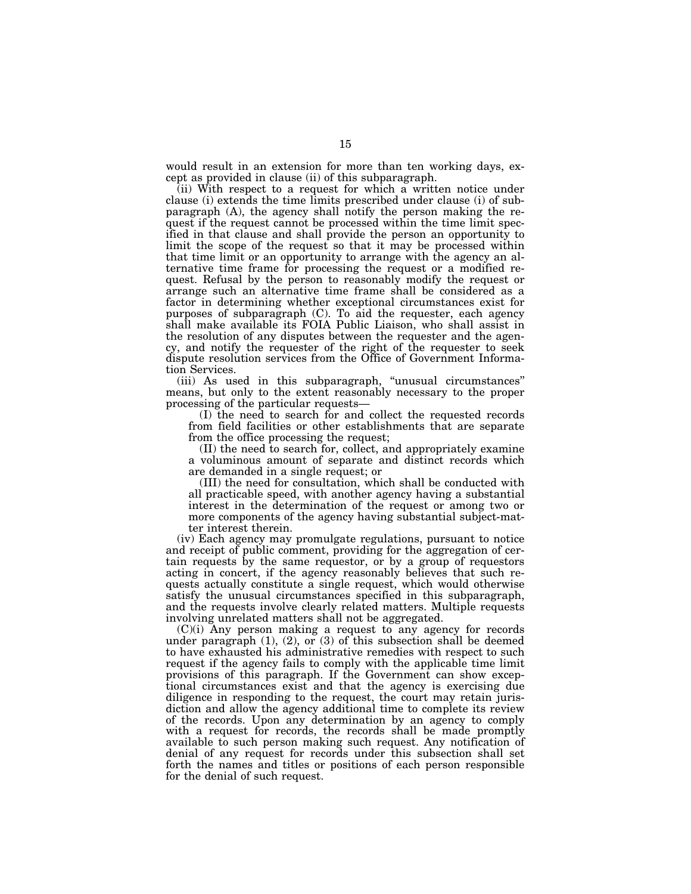would result in an extension for more than ten working days, except as provided in clause (ii) of this subparagraph.

(ii) With respect to a request for which a written notice under clause (i) extends the time limits prescribed under clause (i) of subparagraph (A), the agency shall notify the person making the request if the request cannot be processed within the time limit specified in that clause and shall provide the person an opportunity to limit the scope of the request so that it may be processed within that time limit or an opportunity to arrange with the agency an alternative time frame for processing the request or a modified request. Refusal by the person to reasonably modify the request or arrange such an alternative time frame shall be considered as a factor in determining whether exceptional circumstances exist for purposes of subparagraph (C). To aid the requester, each agency shall make available its FOIA Public Liaison, who shall assist in the resolution of any disputes between the requester and the agency, and notify the requester of the right of the requester to seek dispute resolution services from the Office of Government Information Services.

(iii) As used in this subparagraph, "unusual circumstances" means, but only to the extent reasonably necessary to the proper processing of the particular requests—

(I) the need to search for and collect the requested records from field facilities or other establishments that are separate from the office processing the request;

(II) the need to search for, collect, and appropriately examine a voluminous amount of separate and distinct records which are demanded in a single request; or

(III) the need for consultation, which shall be conducted with all practicable speed, with another agency having a substantial interest in the determination of the request or among two or more components of the agency having substantial subject-matter interest therein.

(iv) Each agency may promulgate regulations, pursuant to notice and receipt of public comment, providing for the aggregation of certain requests by the same requestor, or by a group of requestors acting in concert, if the agency reasonably believes that such requests actually constitute a single request, which would otherwise satisfy the unusual circumstances specified in this subparagraph, and the requests involve clearly related matters. Multiple requests involving unrelated matters shall not be aggregated.

(C)(i) Any person making a request to any agency for records under paragraph (1), (2), or (3) of this subsection shall be deemed to have exhausted his administrative remedies with respect to such request if the agency fails to comply with the applicable time limit provisions of this paragraph. If the Government can show exceptional circumstances exist and that the agency is exercising due diligence in responding to the request, the court may retain jurisdiction and allow the agency additional time to complete its review of the records. Upon any determination by an agency to comply with a request for records, the records shall be made promptly available to such person making such request. Any notification of denial of any request for records under this subsection shall set forth the names and titles or positions of each person responsible for the denial of such request.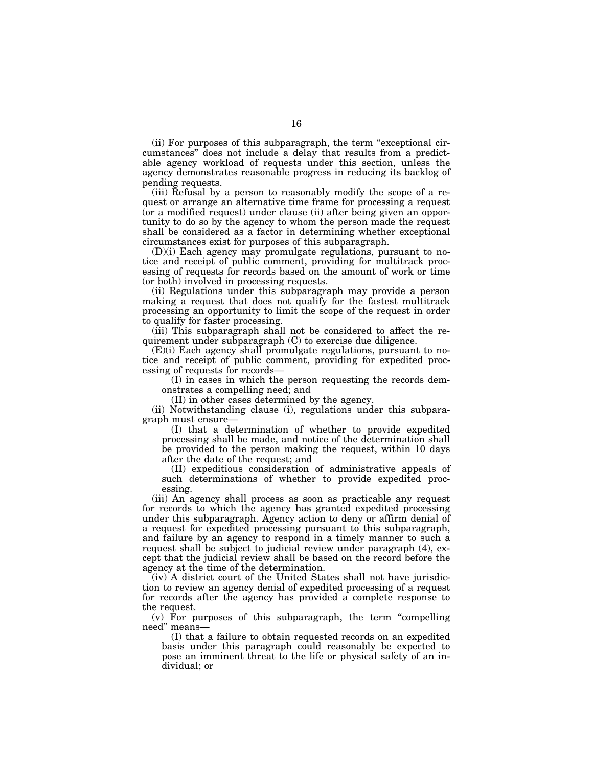(ii) For purposes of this subparagraph, the term "exceptional circumstances" does not include a delay that results from a predictable agency workload of requests under this section, unless the agency demonstrates reasonable progress in reducing its backlog of pending requests.

(iii) Refusal by a person to reasonably modify the scope of a request or arrange an alternative time frame for processing a request (or a modified request) under clause (ii) after being given an opportunity to do so by the agency to whom the person made the request shall be considered as a factor in determining whether exceptional circumstances exist for purposes of this subparagraph.

(D)(i) Each agency may promulgate regulations, pursuant to notice and receipt of public comment, providing for multitrack processing of requests for records based on the amount of work or time (or both) involved in processing requests.

(ii) Regulations under this subparagraph may provide a person making a request that does not qualify for the fastest multitrack processing an opportunity to limit the scope of the request in order to qualify for faster processing.

(iii) This subparagraph shall not be considered to affect the requirement under subparagraph (C) to exercise due diligence.

(E)(i) Each agency shall promulgate regulations, pursuant to notice and receipt of public comment, providing for expedited processing of requests for records—

(I) in cases in which the person requesting the records demonstrates a compelling need; and

(II) in other cases determined by the agency.

(ii) Notwithstanding clause (i), regulations under this subparagraph must ensure—

(I) that a determination of whether to provide expedited processing shall be made, and notice of the determination shall be provided to the person making the request, within 10 days after the date of the request; and

(II) expeditious consideration of administrative appeals of such determinations of whether to provide expedited processing.

(iii) An agency shall process as soon as practicable any request for records to which the agency has granted expedited processing under this subparagraph. Agency action to deny or affirm denial of a request for expedited processing pursuant to this subparagraph, and failure by an agency to respond in a timely manner to such a request shall be subject to judicial review under paragraph (4), except that the judicial review shall be based on the record before the agency at the time of the determination.

(iv) A district court of the United States shall not have jurisdiction to review an agency denial of expedited processing of a request for records after the agency has provided a complete response to the request.

(v) For purposes of this subparagraph, the term "compelling need" means—

(I) that a failure to obtain requested records on an expedited basis under this paragraph could reasonably be expected to pose an imminent threat to the life or physical safety of an individual; or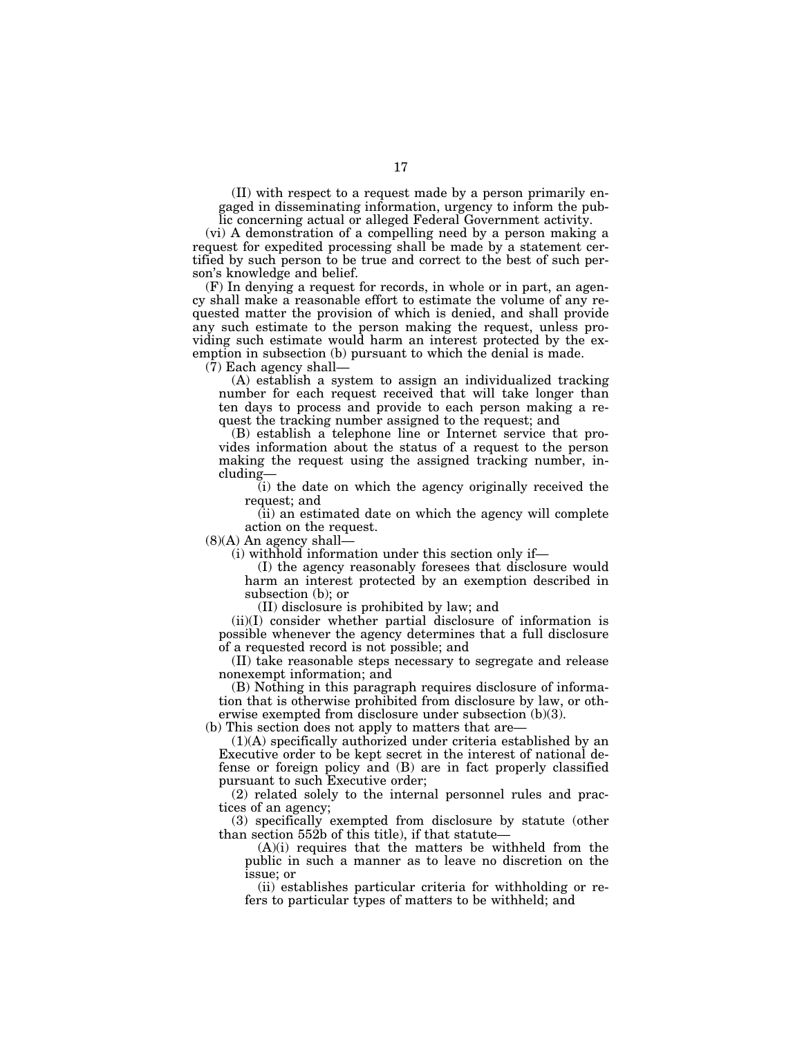(II) with respect to a request made by a person primarily engaged in disseminating information, urgency to inform the public concerning actual or alleged Federal Government activity.

(vi) A demonstration of a compelling need by a person making a request for expedited processing shall be made by a statement certified by such person to be true and correct to the best of such person's knowledge and belief.

(F) In denying a request for records, in whole or in part, an agency shall make a reasonable effort to estimate the volume of any requested matter the provision of which is denied, and shall provide any such estimate to the person making the request, unless providing such estimate would harm an interest protected by the exemption in subsection (b) pursuant to which the denial is made.

(7) Each agency shall—

(A) establish a system to assign an individualized tracking number for each request received that will take longer than ten days to process and provide to each person making a request the tracking number assigned to the request; and

(B) establish a telephone line or Internet service that provides information about the status of a request to the person making the request using the assigned tracking number, including—

(i) the date on which the agency originally received the request; and

(ii) an estimated date on which the agency will complete action on the request.

(8)(A) An agency shall—

(i) withhold information under this section only if—

(I) the agency reasonably foresees that disclosure would harm an interest protected by an exemption described in subsection (b); or

(II) disclosure is prohibited by law; and

(ii)(I) consider whether partial disclosure of information is possible whenever the agency determines that a full disclosure of a requested record is not possible; and

(II) take reasonable steps necessary to segregate and release nonexempt information; and

(B) Nothing in this paragraph requires disclosure of information that is otherwise prohibited from disclosure by law, or otherwise exempted from disclosure under subsection (b)(3).

(b) This section does not apply to matters that are—

(1)(A) specifically authorized under criteria established by an Executive order to be kept secret in the interest of national defense or foreign policy and (B) are in fact properly classified pursuant to such Executive order;

(2) related solely to the internal personnel rules and practices of an agency;

(3) specifically exempted from disclosure by statute (other than section 552b of this title), if that statute—

(A)(i) requires that the matters be withheld from the public in such a manner as to leave no discretion on the issue; or

(ii) establishes particular criteria for withholding or refers to particular types of matters to be withheld; and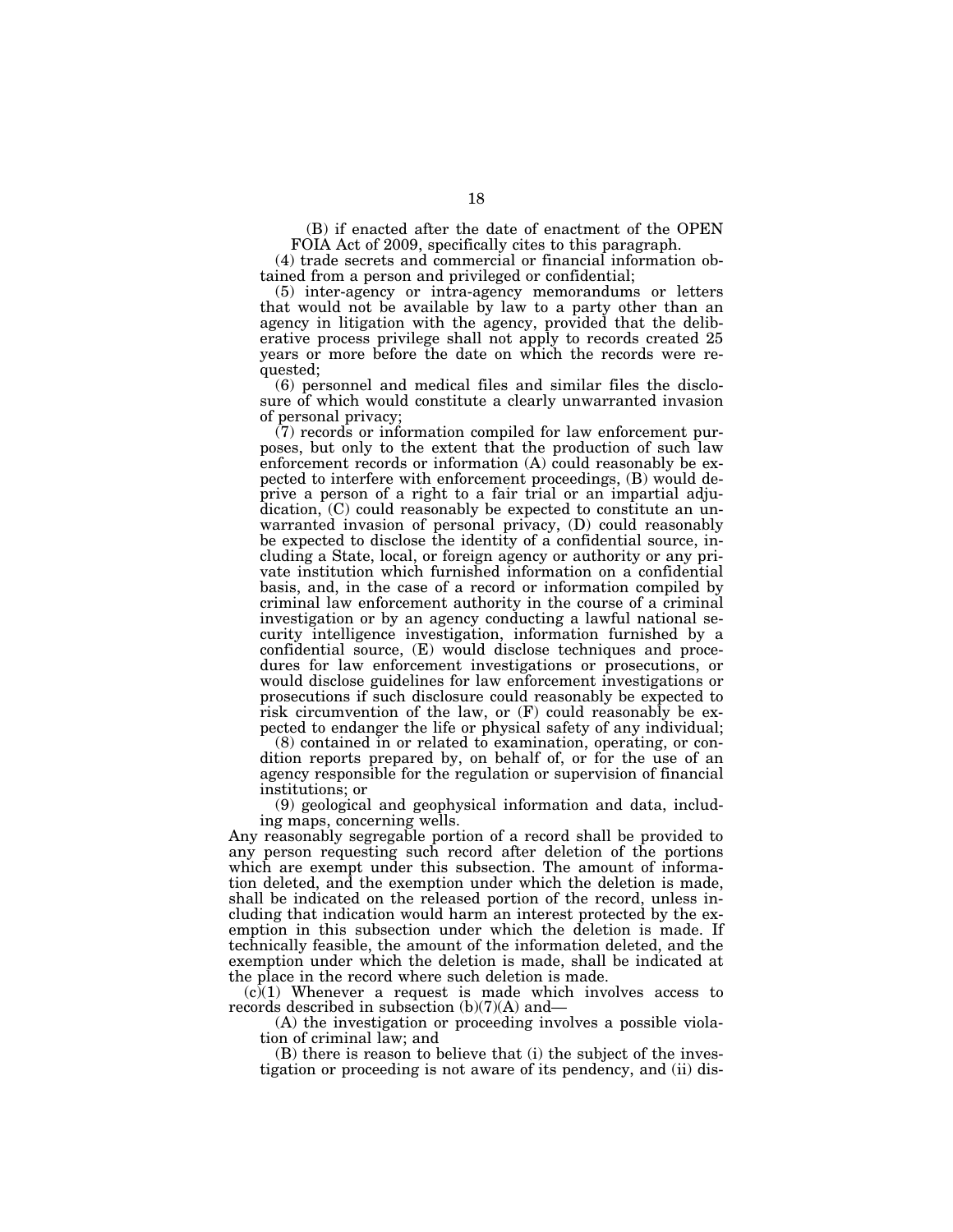(B) if enacted after the date of enactment of the OPEN FOIA Act of 2009, specifically cites to this paragraph.

(4) trade secrets and commercial or financial information obtained from a person and privileged or confidential;

(5) inter-agency or intra-agency memorandums or letters that would not be available by law to a party other than an agency in litigation with the agency, provided that the deliberative process privilege shall not apply to records created 25 years or more before the date on which the records were requested;

(6) personnel and medical files and similar files the disclosure of which would constitute a clearly unwarranted invasion of personal privacy;

(7) records or information compiled for law enforcement purposes, but only to the extent that the production of such law enforcement records or information (A) could reasonably be expected to interfere with enforcement proceedings, (B) would deprive a person of a right to a fair trial or an impartial adjudication, (C) could reasonably be expected to constitute an unwarranted invasion of personal privacy, (D) could reasonably be expected to disclose the identity of a confidential source, including a State, local, or foreign agency or authority or any private institution which furnished information on a confidential basis, and, in the case of a record or information compiled by criminal law enforcement authority in the course of a criminal investigation or by an agency conducting a lawful national security intelligence investigation, information furnished by a confidential source, (E) would disclose techniques and procedures for law enforcement investigations or prosecutions, or would disclose guidelines for law enforcement investigations or prosecutions if such disclosure could reasonably be expected to risk circumvention of the law, or (F) could reasonably be expected to endanger the life or physical safety of any individual;

(8) contained in or related to examination, operating, or condition reports prepared by, on behalf of, or for the use of an agency responsible for the regulation or supervision of financial institutions; or

(9) geological and geophysical information and data, including maps, concerning wells.

Any reasonably segregable portion of a record shall be provided to any person requesting such record after deletion of the portions which are exempt under this subsection. The amount of information deleted, and the exemption under which the deletion is made, shall be indicated on the released portion of the record, unless including that indication would harm an interest protected by the exemption in this subsection under which the deletion is made. If technically feasible, the amount of the information deleted, and the exemption under which the deletion is made, shall be indicated at the place in the record where such deletion is made.

(c)(1) Whenever a request is made which involves access to records described in subsection (b)(7)(A) and—

(A) the investigation or proceeding involves a possible violation of criminal law; and

(B) there is reason to believe that (i) the subject of the investigation or proceeding is not aware of its pendency, and (ii) dis-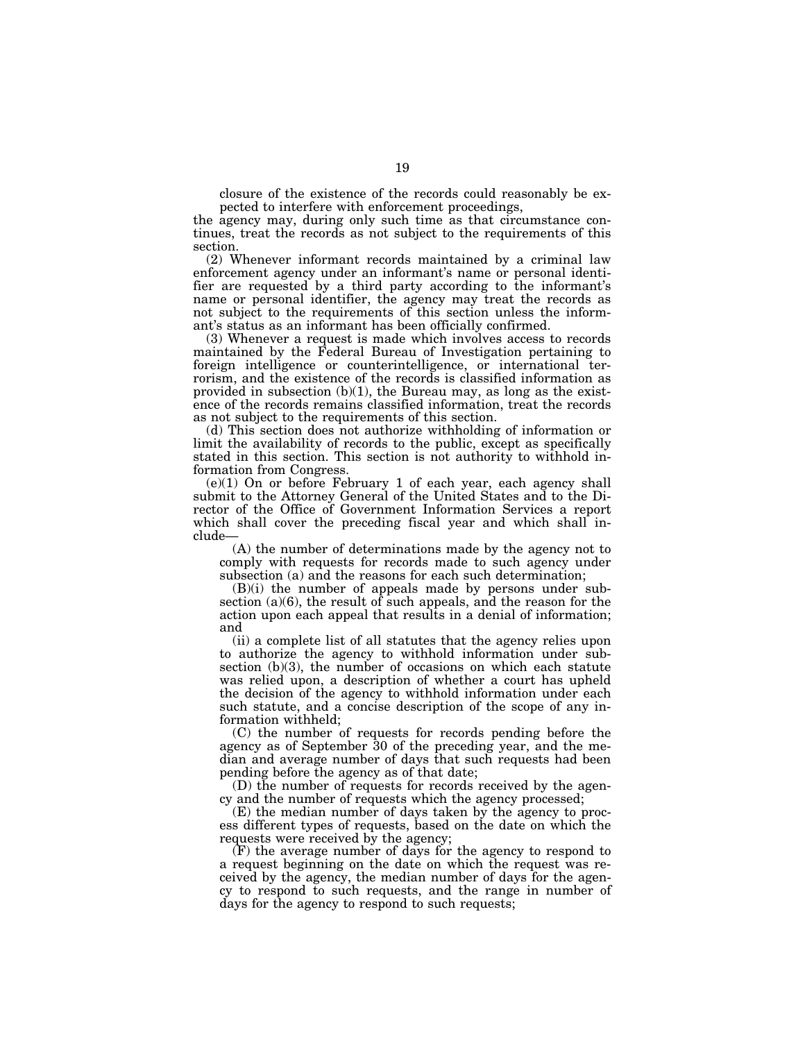closure of the existence of the records could reasonably be expected to interfere with enforcement proceedings,

the agency may, during only such time as that circumstance continues, treat the records as not subject to the requirements of this section.

(2) Whenever informant records maintained by a criminal law enforcement agency under an informant's name or personal identifier are requested by a third party according to the informant's name or personal identifier, the agency may treat the records as not subject to the requirements of this section unless the informant's status as an informant has been officially confirmed.

(3) Whenever a request is made which involves access to records maintained by the Federal Bureau of Investigation pertaining to foreign intelligence or counterintelligence, or international terrorism, and the existence of the records is classified information as provided in subsection (b)(1), the Bureau may, as long as the existence of the records remains classified information, treat the records as not subject to the requirements of this section.

(d) This section does not authorize withholding of information or limit the availability of records to the public, except as specifically stated in this section. This section is not authority to withhold information from Congress.

(e)(1) On or before February 1 of each year, each agency shall submit to the Attorney General of the United States and to the Director of the Office of Government Information Services a report which shall cover the preceding fiscal year and which shall include—

(A) the number of determinations made by the agency not to comply with requests for records made to such agency under subsection (a) and the reasons for each such determination;

(B)(i) the number of appeals made by persons under subsection (a)(6), the result of such appeals, and the reason for the action upon each appeal that results in a denial of information; and

(ii) a complete list of all statutes that the agency relies upon to authorize the agency to withhold information under subsection (b)(3), the number of occasions on which each statute was relied upon, a description of whether a court has upheld the decision of the agency to withhold information under each such statute, and a concise description of the scope of any information withheld;

(C) the number of requests for records pending before the agency as of September 30 of the preceding year, and the median and average number of days that such requests had been pending before the agency as of that date;

(D) the number of requests for records received by the agency and the number of requests which the agency processed;

(E) the median number of days taken by the agency to process different types of requests, based on the date on which the requests were received by the agency;

(F) the average number of days for the agency to respond to a request beginning on the date on which the request was received by the agency, the median number of days for the agency to respond to such requests, and the range in number of days for the agency to respond to such requests;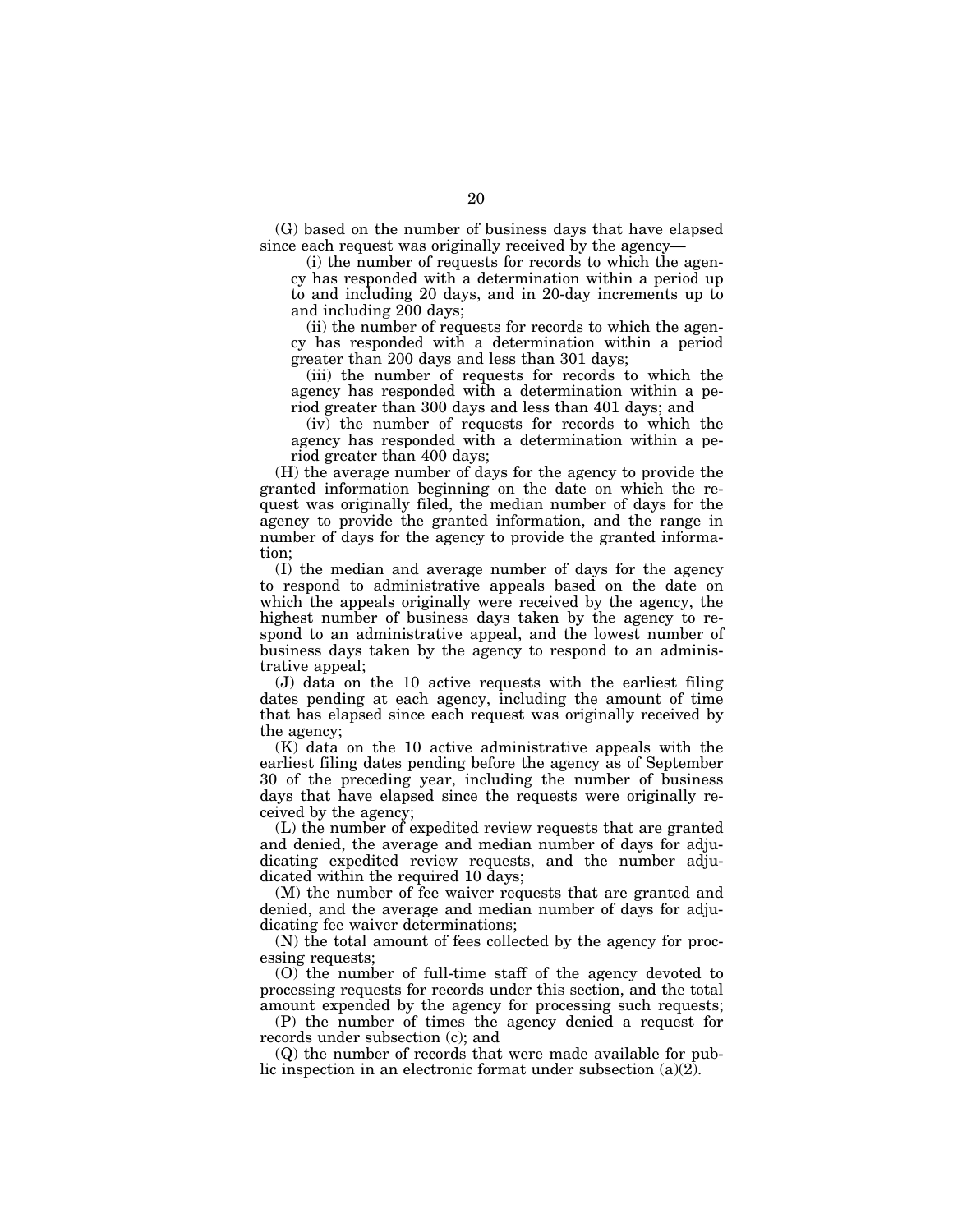(G) based on the number of business days that have elapsed since each request was originally received by the agency—

(i) the number of requests for records to which the agency has responded with a determination within a period up to and including 20 days, and in 20-day increments up to and including 200 days;

(ii) the number of requests for records to which the agency has responded with a determination within a period greater than 200 days and less than 301 days;

(iii) the number of requests for records to which the agency has responded with a determination within a period greater than 300 days and less than 401 days; and

(iv) the number of requests for records to which the agency has responded with a determination within a period greater than 400 days;

(H) the average number of days for the agency to provide the granted information beginning on the date on which the request was originally filed, the median number of days for the agency to provide the granted information, and the range in number of days for the agency to provide the granted information;

(I) the median and average number of days for the agency to respond to administrative appeals based on the date on which the appeals originally were received by the agency, the highest number of business days taken by the agency to respond to an administrative appeal, and the lowest number of business days taken by the agency to respond to an administrative appeal;

(J) data on the 10 active requests with the earliest filing dates pending at each agency, including the amount of time that has elapsed since each request was originally received by the agency;

(K) data on the 10 active administrative appeals with the earliest filing dates pending before the agency as of September 30 of the preceding year, including the number of business days that have elapsed since the requests were originally received by the agency;

(L) the number of expedited review requests that are granted and denied, the average and median number of days for adjudicating expedited review requests, and the number adjudicated within the required 10 days;

(M) the number of fee waiver requests that are granted and denied, and the average and median number of days for adjudicating fee waiver determinations;

(N) the total amount of fees collected by the agency for processing requests;

(O) the number of full-time staff of the agency devoted to processing requests for records under this section, and the total amount expended by the agency for processing such requests;

(P) the number of times the agency denied a request for records under subsection (c); and

(Q) the number of records that were made available for public inspection in an electronic format under subsection (a)(2).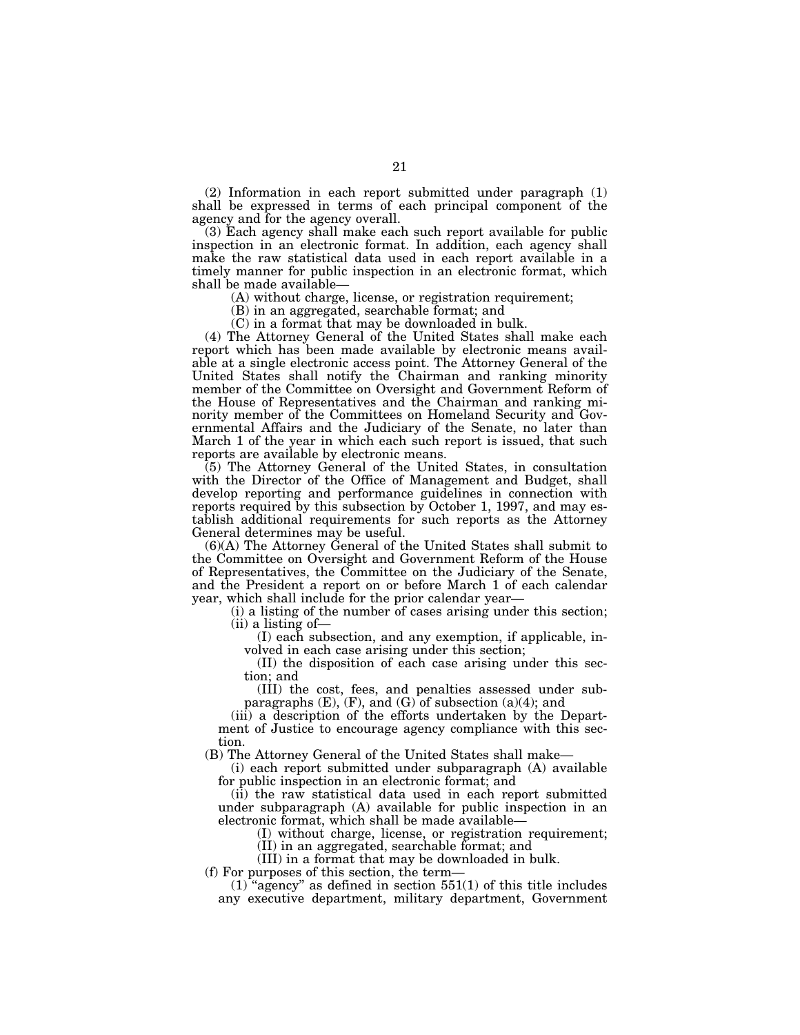(2) Information in each report submitted under paragraph (1) shall be expressed in terms of each principal component of the agency and for the agency overall.

(3) Each agency shall make each such report available for public inspection in an electronic format. In addition, each agency shall make the raw statistical data used in each report available in a timely manner for public inspection in an electronic format, which shall be made available—

(A) without charge, license, or registration requirement;

(B) in an aggregated, searchable format; and

(C) in a format that may be downloaded in bulk.

(4) The Attorney General of the United States shall make each report which has been made available by electronic means available at a single electronic access point. The Attorney General of the United States shall notify the Chairman and ranking minority member of the Committee on Oversight and Government Reform of the House of Representatives and the Chairman and ranking minority member of the Committees on Homeland Security and Governmental Affairs and the Judiciary of the Senate, no later than March 1 of the year in which each such report is issued, that such reports are available by electronic means.

(5) The Attorney General of the United States, in consultation with the Director of the Office of Management and Budget, shall develop reporting and performance guidelines in connection with reports required by this subsection by October 1, 1997, and may establish additional requirements for such reports as the Attorney General determines may be useful.

(6)(A) The Attorney General of the United States shall submit to the Committee on Oversight and Government Reform of the House of Representatives, the Committee on the Judiciary of the Senate, and the President a report on or before March 1 of each calendar year, which shall include for the prior calendar year—

(i) a listing of the number of cases arising under this section;

(ii) a listing of—

(I) each subsection, and any exemption, if applicable, involved in each case arising under this section;

(II) the disposition of each case arising under this section; and

(III) the cost, fees, and penalties assessed under subparagraphs (E), (F), and (G) of subsection (a)(4); and

(iii) a description of the efforts undertaken by the Department of Justice to encourage agency compliance with this section.

(B) The Attorney General of the United States shall make—

(i) each report submitted under subparagraph (A) available for public inspection in an electronic format; and

(ii) the raw statistical data used in each report submitted under subparagraph (A) available for public inspection in an electronic format, which shall be made available—

(I) without charge, license, or registration requirement;

(II) in an aggregated, searchable format; and

(III) in a format that may be downloaded in bulk.

(f) For purposes of this section, the term—

(1) "agency" as defined in section 551(1) of this title includes any executive department, military department, Government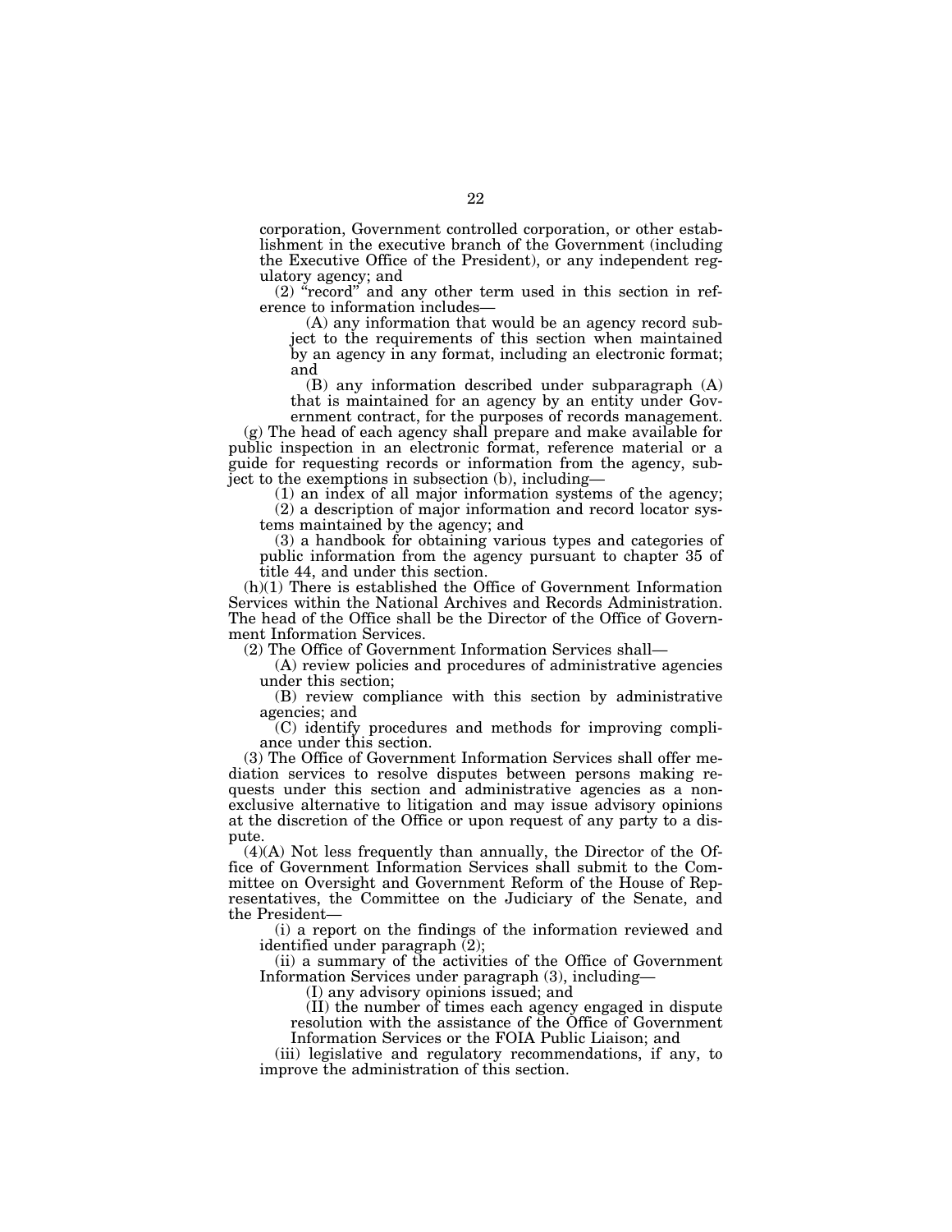corporation, Government controlled corporation, or other establishment in the executive branch of the Government (including the Executive Office of the President), or any independent regulatory agency; and

(2) "record" and any other term used in this section in reference to information includes—

(A) any information that would be an agency record subject to the requirements of this section when maintained by an agency in any format, including an electronic format; and

(B) any information described under subparagraph (A) that is maintained for an agency by an entity under Government contract, for the purposes of records management.

(g) The head of each agency shall prepare and make available for public inspection in an electronic format, reference material or a guide for requesting records or information from the agency, subject to the exemptions in subsection (b), including—

(1) an index of all major information systems of the agency;

(2) a description of major information and record locator systems maintained by the agency; and

(3) a handbook for obtaining various types and categories of public information from the agency pursuant to chapter 35 of title 44, and under this section.

(h)(1) There is established the Office of Government Information Services within the National Archives and Records Administration. The head of the Office shall be the Director of the Office of Government Information Services.

(2) The Office of Government Information Services shall—

(A) review policies and procedures of administrative agencies under this section;

(B) review compliance with this section by administrative agencies; and

(C) identify procedures and methods for improving compliance under this section.

(3) The Office of Government Information Services shall offer mediation services to resolve disputes between persons making requests under this section and administrative agencies as a non-exclusive alternative to litigation and may issue advisory opinions at the discretion of the Office or upon request of any party to a dispute.

(4)(A) Not less frequently than annually, the Director of the Office of Government Information Services shall submit to the Committee on Oversight and Government Reform of the House of Representatives, the Committee on the Judiciary of the Senate, and the President—

(i) a report on the findings of the information reviewed and identified under paragraph (2);

(ii) a summary of the activities of the Office of Government Information Services under paragraph (3), including—

(I) any advisory opinions issued; and

(II) the number of times each agency engaged in dispute resolution with the assistance of the Office of Government Information Services or the FOIA Public Liaison; and

(iii) legislative and regulatory recommendations, if any, to improve the administration of this section.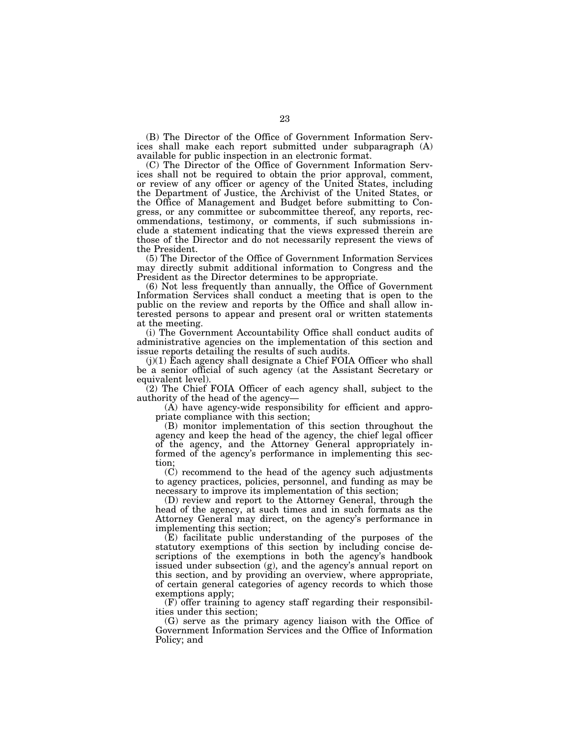(B) The Director of the Office of Government Information Services shall make each report submitted under subparagraph (A) available for public inspection in an electronic format.

(C) The Director of the Office of Government Information Services shall not be required to obtain the prior approval, comment, or review of any officer or agency of the United States, including the Department of Justice, the Archivist of the United States, or the Office of Management and Budget before submitting to Congress, or any committee or subcommittee thereof, any reports, recommendations, testimony, or comments, if such submissions include a statement indicating that the views expressed therein are those of the Director and do not necessarily represent the views of the President.

(5) The Director of the Office of Government Information Services may directly submit additional information to Congress and the President as the Director determines to be appropriate.

(6) Not less frequently than annually, the Office of Government Information Services shall conduct a meeting that is open to the public on the review and reports by the Office and shall allow interested persons to appear and present oral or written statements at the meeting.

(i) The Government Accountability Office shall conduct audits of administrative agencies on the implementation of this section and issue reports detailing the results of such audits.

(j)(1) Each agency shall designate a Chief FOIA Officer who shall be a senior official of such agency (at the Assistant Secretary or equivalent level).

(2) The Chief FOIA Officer of each agency shall, subject to the authority of the head of the agency—

(A) have agency-wide responsibility for efficient and appropriate compliance with this section;

(B) monitor implementation of this section throughout the agency and keep the head of the agency, the chief legal officer of the agency, and the Attorney General appropriately informed of the agency's performance in implementing this section;

(C) recommend to the head of the agency such adjustments to agency practices, policies, personnel, and funding as may be necessary to improve its implementation of this section;

(D) review and report to the Attorney General, through the head of the agency, at such times and in such formats as the Attorney General may direct, on the agency's performance in implementing this section;

(E) facilitate public understanding of the purposes of the statutory exemptions of this section by including concise descriptions of the exemptions in both the agency's handbook issued under subsection (g), and the agency's annual report on this section, and by providing an overview, where appropriate, of certain general categories of agency records to which those exemptions apply;

(F) offer training to agency staff regarding their responsibilities under this section;

(G) serve as the primary agency liaison with the Office of Government Information Services and the Office of Information Policy; and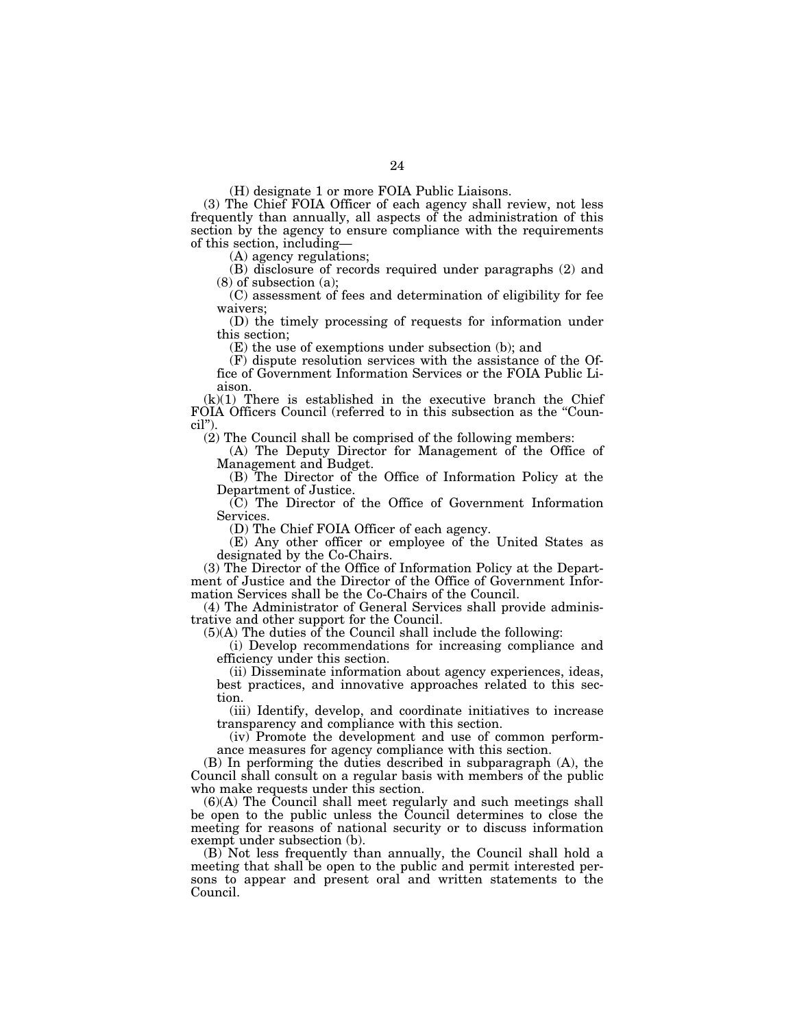(H) designate 1 or more FOIA Public Liaisons.

(3) The Chief FOIA Officer of each agency shall review, not less frequently than annually, all aspects of the administration of this section by the agency to ensure compliance with the requirements of this section, including—

(A) agency regulations;

(B) disclosure of records required under paragraphs (2) and (8) of subsection (a);

(C) assessment of fees and determination of eligibility for fee waivers;

(D) the timely processing of requests for information under this section;

(E) the use of exemptions under subsection (b); and

(F) dispute resolution services with the assistance of the Office of Government Information Services or the FOIA Public Liaison.

(k)(1) There is established in the executive branch the Chief FOIA Officers Council (referred to in this subsection as the "Council").

(2) The Council shall be comprised of the following members:

(A) The Deputy Director for Management of the Office of Management and Budget.

(B) The Director of the Office of Information Policy at the Department of Justice.

(C) The Director of the Office of Government Information Services.

(D) The Chief FOIA Officer of each agency.

(E) Any other officer or employee of the United States as designated by the Co-Chairs.

(3) The Director of the Office of Information Policy at the Department of Justice and the Director of the Office of Government Information Services shall be the Co-Chairs of the Council.

(4) The Administrator of General Services shall provide administrative and other support for the Council.

(5)(A) The duties of the Council shall include the following:

(i) Develop recommendations for increasing compliance and efficiency under this section.

(ii) Disseminate information about agency experiences, ideas, best practices, and innovative approaches related to this section.

(iii) Identify, develop, and coordinate initiatives to increase transparency and compliance with this section.

(iv) Promote the development and use of common performance measures for agency compliance with this section.

(B) In performing the duties described in subparagraph (A), the Council shall consult on a regular basis with members of the public who make requests under this section.

(6)(A) The Council shall meet regularly and such meetings shall be open to the public unless the Council determines to close the meeting for reasons of national security or to discuss information exempt under subsection (b).

(B) Not less frequently than annually, the Council shall hold a meeting that shall be open to the public and permit interested persons to appear and present oral and written statements to the Council.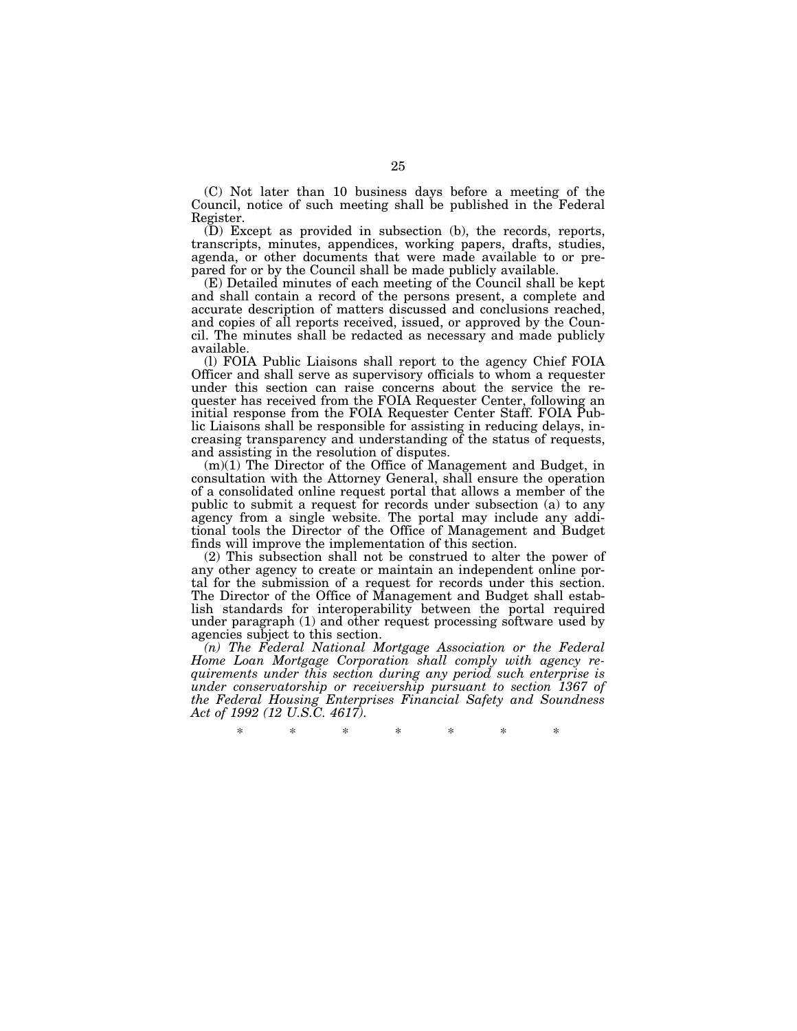(C) Not later than 10 business days before a meeting of the Council, notice of such meeting shall be published in the Federal Register.

(D) Except as provided in subsection (b), the records, reports, transcripts, minutes, appendices, working papers, drafts, studies, agenda, or other documents that were made available to or prepared for or by the Council shall be made publicly available.

(E) Detailed minutes of each meeting of the Council shall be kept and shall contain a record of the persons present, a complete and accurate description of matters discussed and conclusions reached, and copies of all reports received, issued, or approved by the Council. The minutes shall be redacted as necessary and made publicly available.

(l) FOIA Public Liaisons shall report to the agency Chief FOIA Officer and shall serve as supervisory officials to whom a requester under this section can raise concerns about the service the requester has received from the FOIA Requester Center, following an initial response from the FOIA Requester Center Staff. FOIA Public Liaisons shall be responsible for assisting in reducing delays, increasing transparency and understanding of the status of requests, and assisting in the resolution of disputes.

(m)(1) The Director of the Office of Management and Budget, in consultation with the Attorney General, shall ensure the operation of a consolidated online request portal that allows a member of the public to submit a request for records under subsection (a) to any agency from a single website. The portal may include any additional tools the Director of the Office of Management and Budget finds will improve the implementation of this section.

(2) This subsection shall not be construed to alter the power of any other agency to create or maintain an independent online portal for the submission of a request for records under this section. The Director of the Office of Management and Budget shall establish standards for interoperability between the portal required under paragraph (1) and other request processing software used by agencies subject to this section.

*(n) The Federal National Mortgage Association or the Federal Home Loan Mortgage Corporation shall comply with agency requirements under this section during any period such enterprise is under conservatorship or receivership pursuant to section 1367 of the Federal Housing Enterprises Financial Safety and Soundness Act of 1992 (12 U.S.C. 4617).*

\* \* \* \* \* \* \*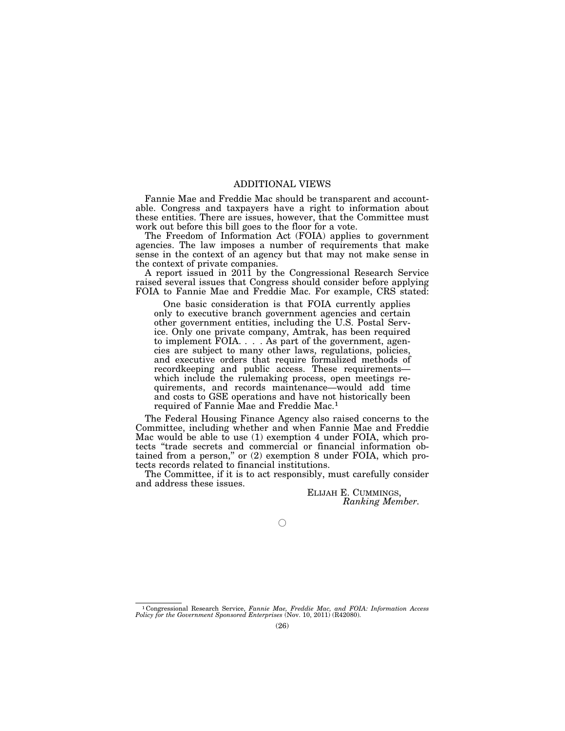## ADDITIONAL VIEWS

Fannie Mae and Freddie Mac should be transparent and accountable. Congress and taxpayers have a right to information about these entities. There are issues, however, that the Committee must work out before this bill goes to the floor for a vote.

The Freedom of Information Act (FOIA) applies to government agencies. The law imposes a number of requirements that make sense in the context of an agency but that may not make sense in the context of private companies.

A report issued in 2011 by the Congressional Research Service raised several issues that Congress should consider before applying FOIA to Fannie Mae and Freddie Mac. For example, CRS stated:

> One basic consideration is that FOIA currently applies only to executive branch government agencies and certain other government entities, including the U.S. Postal Service. Only one private company, Amtrak, has been required to implement FOIA. . . . As part of the government, agencies are subject to many other laws, regulations, policies, and executive orders that require formalized methods of recordkeeping and public access. These requirements—which include the rulemaking process, open meetings requirements, and records maintenance—would add time and costs to GSE operations and have not historically been required of Fannie Mae and Freddie Mac.[1]

The Federal Housing Finance Agency also raised concerns to the Committee, including whether and when Fannie Mae and Freddie Mac would be able to use (1) exemption 4 under FOIA, which protects "trade secrets and commercial or financial information obtained from a person," or (2) exemption 8 under FOIA, which protects records related to financial institutions.

The Committee, if it is to act responsibly, must carefully consider and address these issues.

ELIJAH E. CUMMINGS,
*Ranking Member.*

○

[1] Congressional Research Service, *Fannie Mae, Freddie Mac, and FOIA: Information Access Policy for the Government Sponsored Enterprises* (Nov. 10, 2011) (R42080).